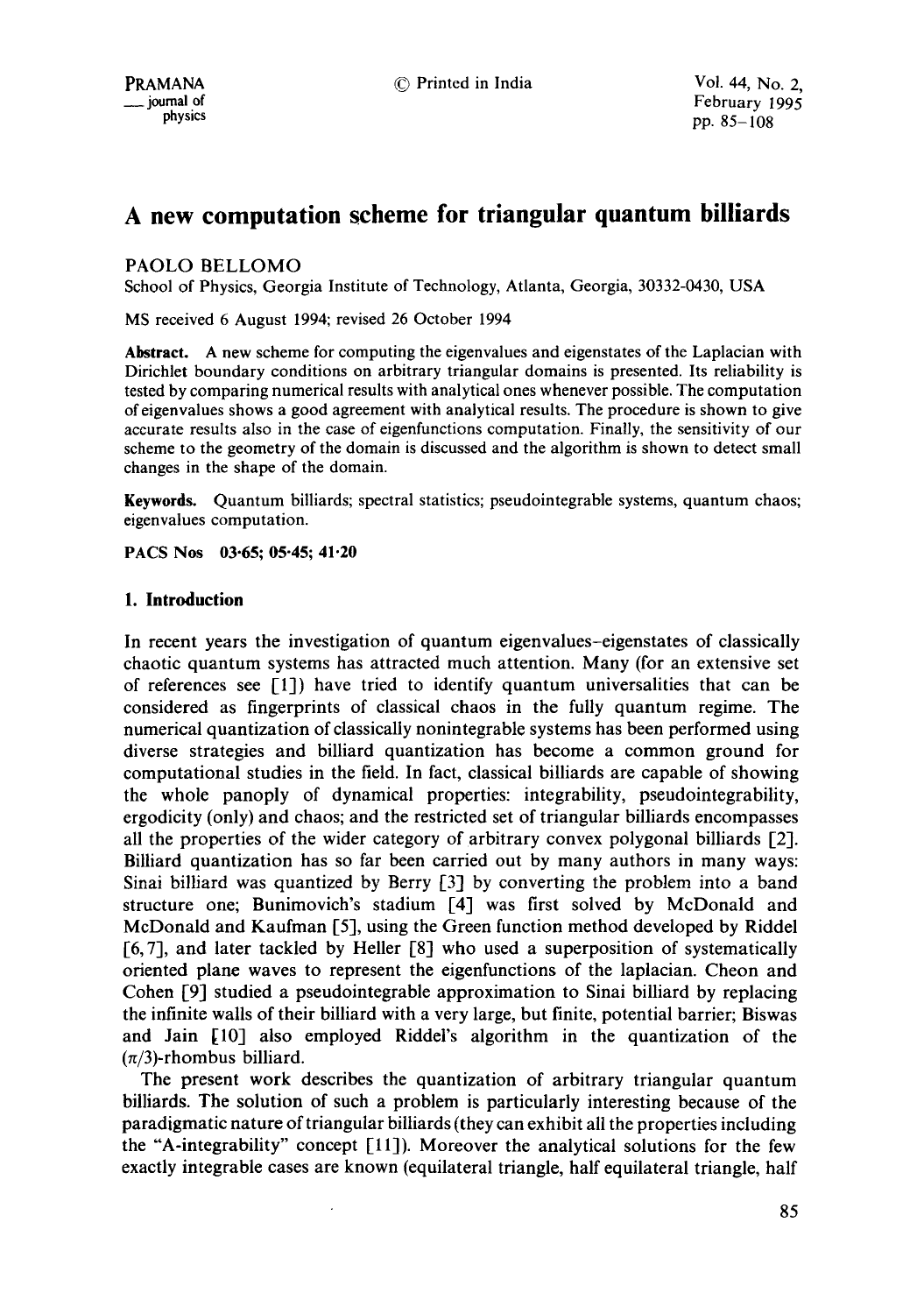# A new computation scheme for triangular quantum billiards

PAOLO BELLOMO

School of Physics, Georgia Institute of Technology, Atlanta, Georgia, 30332-0430, USA

MS received 6 August 1994; revised 26 October 1994

**Abstract.** A new scheme for computing the eigenvalues and eigenstates of the Laplacian with Dirichlet boundary conditions on arbitrary triangular domains is presented. Its reliability is tested by comparing numerical results with analytical ones whenever possible. The computation of eigenvalues shows a good agreement with analytical results. The procedure is shown to give accurate results also in the case of eigenfunctions computation. Finally, the sensitivity of our scheme to the geometry of the domain is discussed and the algorithm is shown to detect small changes in the shape of the domain.

**Keywords.** Quantum billiards; spectral statistics; pseudointegrable systems, quantum chaos; eigenvalues computation.

**PACS Nos** 03·65; 05·45; 41·20

## 1. Introduction

In recent years the investigation of quantum eigenvalues–eigenstates of classically chaotic quantum systems has attracted much attention. Many (for an extensive set of references see [1]) have tried to identify quantum universalities that can be considered as fingerprints of classical chaos in the fully quantum regime. The numerical quantization of classically nonintegrable systems has been performed using diverse strategies and billiard quantization has become a common ground for computational studies in the field. In fact, classical billiards are capable of showing the whole panoply of dynamical properties: integrability, pseudointegrability, ergodicity (only) and chaos; and the restricted set of triangular billiards encompasses all the properties of the wider category of arbitrary convex polygonal billiards [2]. Billiard quantization has so far been carried out by many authors in many ways: Sinai billiard was quantized by Berry [3] by converting the problem into a band structure one; Bunimovich's stadium [4] was first solved by McDonald and McDonald and Kaufman [5], using the Green function method developed by Riddel [6,7], and later tackled by Heller [8] who used a superposition of systematically oriented plane waves to represent the eigenfunctions of the laplacian. Cheon and Cohen [9] studied a pseudointegrable approximation to Sinai billiard by replacing the infinite walls of their billiard with a very large, but finite, potential barrier; Biswas and Jain [10] also employed Riddel's algorithm in the quantization of the $(\pi/3)$-rhombus billiard.

The present work describes the quantization of arbitrary triangular quantum billiards. The solution of such a problem is particularly interesting because of the paradigmatic nature of triangular billiards (they can exhibit all the properties including the "A-integrability" concept [11]). Moreover the analytical solutions for the few exactly integrable cases are known (equilateral triangle, half equilateral triangle, half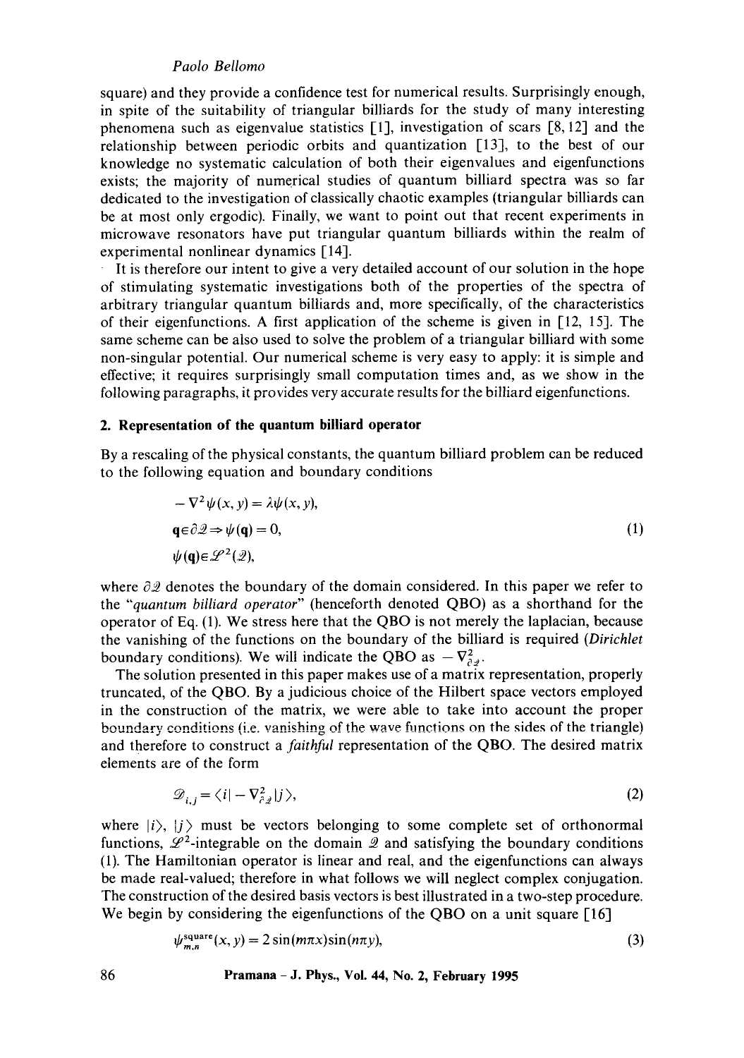square) and they provide a confidence test for numerical results. Surprisingly enough, in spite of the suitability of triangular billiards for the study of many interesting phenomena such as eigenvalue statistics [1], investigation of scars [8, 12] and the relationship between periodic orbits and quantization [13], to the best of our knowledge no systematic calculation of both their eigenvalues and eigenfunctions exists; the majority of numerical studies of quantum billiard spectra was so far dedicated to the investigation of classically chaotic examples (triangular billiards can be at most only ergodic). Finally, we want to point out that recent experiments in microwave resonators have put triangular quantum billiards within the realm of experimental nonlinear dynamics [14].

It is therefore our intent to give a very detailed account of our solution in the hope of stimulating systematic investigations both of the properties of the spectra of arbitrary triangular quantum billiards and, more specifically, of the characteristics of their eigenfunctions. A first application of the scheme is given in [12, 15]. The same scheme can be also used to solve the problem of a triangular billiard with some non-singular potential. Our numerical scheme is very easy to apply: it is simple and effective; it requires surprisingly small computation times and, as we show in the following paragraphs, it provides very accurate results for the billiard eigenfunctions.

## 2. Representation of the quantum billiard operator

By a rescaling of the physical constants, the quantum billiard problem can be reduced to the following equation and boundary conditions

$$
\begin{aligned}
& -\nabla^2 \psi(x, y) = \lambda \psi(x, y), \\
& \mathbf{q} \in \partial \mathscr{D} \Rightarrow \psi(\mathbf{q}) = 0, \\
& \psi(\mathbf{q}) \in \mathscr{L}^2(\mathscr{D}),
\end{aligned}
\tag{1}
$$

where $\partial \mathscr{D}$ denotes the boundary of the domain considered. In this paper we refer to the "*quantum billiard operator*" (henceforth denoted QBO) as a shorthand for the operator of Eq. (1). We stress here that the QBO is not merely the laplacian, because the vanishing of the functions on the boundary of the billiard is required (*Dirichlet* boundary conditions). We will indicate the QBO as $-\nabla^2_{\partial \mathscr{D}}$.

The solution presented in this paper makes use of a matrix representation, properly truncated, of the QBO. By a judicious choice of the Hilbert space vectors employed in the construction of the matrix, we were able to take into account the proper boundary conditions (i.e. vanishing of the wave functions on the sides of the triangle) and therefore to construct a *faithful* representation of the QBO. The desired matrix elements are of the form

$$
\mathscr{D}_{i,j} = \langle i | -\nabla^2_{\partial \mathscr{D}} | j \rangle,
\tag{2}
$$

where $|i\rangle$, $|j\rangle$ must be vectors belonging to some complete set of orthonormal functions, $\mathscr{L}^2$-integrable on the domain $\mathscr{D}$ and satisfying the boundary conditions (1). The Hamiltonian operator is linear and real, and the eigenfunctions can always be made real-valued; therefore in what follows we will neglect complex conjugation. The construction of the desired basis vectors is best illustrated in a two-step procedure. We begin by considering the eigenfunctions of the QBO on a unit square [16]

$$
\psi^{\text{square}}_{m,n}(x, y) = 2 \sin(m\pi x) \sin(n\pi y),
\tag{3}
$$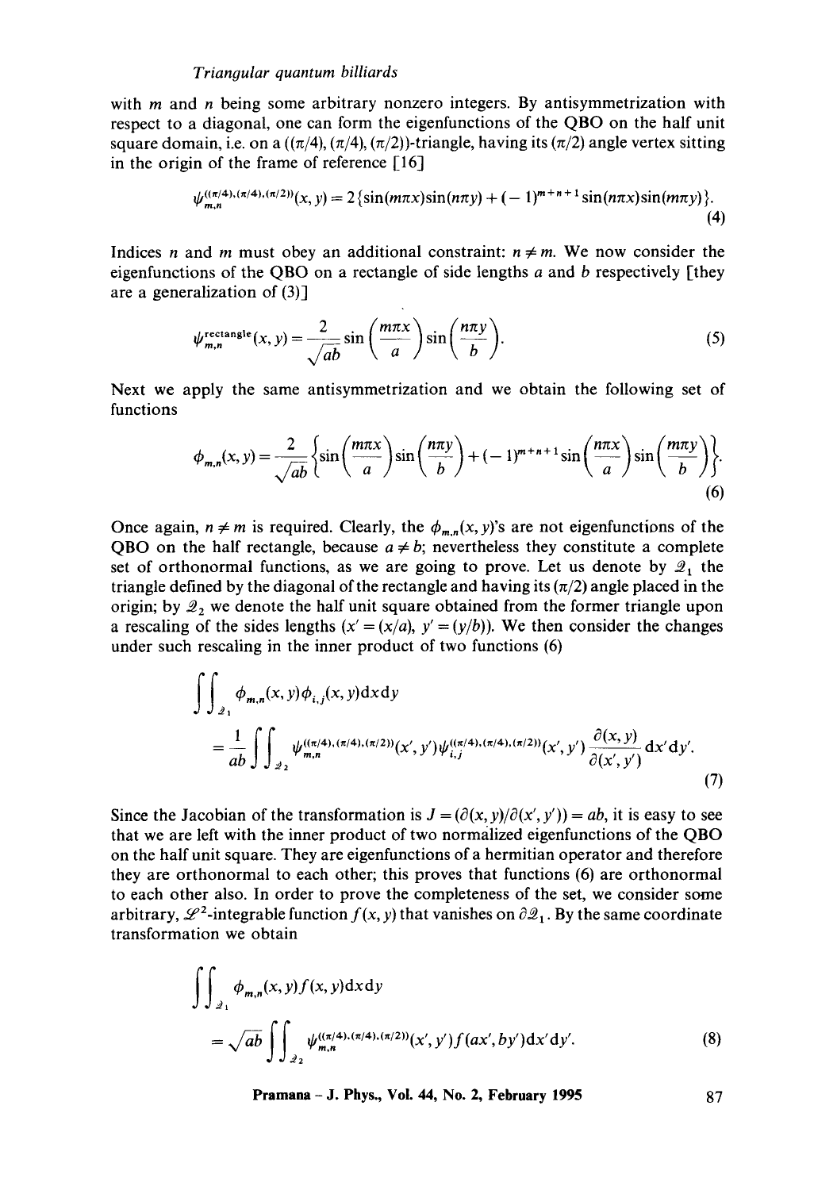with $m$ and $n$ being some arbitrary nonzero integers. By antisymmetrization with respect to a diagonal, one can form the eigenfunctions of the QBO on the half unit square domain, i.e. on a $((\pi/4), (\pi/4), (\pi/2))$-triangle, having its $(\pi/2)$ angle vertex sitting in the origin of the frame of reference [16]

$$\psi_{m,n}^{((\pi/4),(\pi/4),(\pi/2))}(x, y) = 2\{\sin(m\pi x)\sin(n\pi y) + (-1)^{m+n+1}\sin(n\pi x)\sin(m\pi y)\}. \tag{4}$$

Indices $n$ and $m$ must obey an additional constraint: $n \neq m$. We now consider the eigenfunctions of the QBO on a rectangle of side lengths $a$ and $b$ respectively [they are a generalization of (3)]

$$\psi_{m,n}^{\text{rectangle}}(x, y) = \frac{2}{\sqrt{ab}}\sin\left(\frac{m\pi x}{a}\right)\sin\left(\frac{n\pi y}{b}\right). \tag{5}$$

Next we apply the same antisymmetrization and we obtain the following set of functions

$$\phi_{m,n}(x, y) = \frac{2}{\sqrt{ab}}\left\{\sin\left(\frac{m\pi x}{a}\right)\sin\left(\frac{n\pi y}{b}\right) + (-1)^{m+n+1}\sin\left(\frac{n\pi x}{a}\right)\sin\left(\frac{m\pi y}{b}\right)\right\}. \tag{6}$$

Once again, $n \neq m$ is required. Clearly, the $\phi_{m,n}(x, y)$'s are not eigenfunctions of the QBO on the half rectangle, because $a \neq b$; nevertheless they constitute a complete set of orthonormal functions, as we are going to prove. Let us denote by $\mathscr{D}_1$ the triangle defined by the diagonal of the rectangle and having its $(\pi/2)$ angle placed in the origin; by $\mathscr{D}_2$ we denote the half unit square obtained from the former triangle upon a rescaling of the sides lengths $(x' = (x/a), y' = (y/b))$. We then consider the changes under such rescaling in the inner product of two functions (6)

$$\iint_{\mathscr{D}_1} \phi_{m,n}(x, y)\phi_{i,j}(x, y)\mathrm{d}x\mathrm{d}y$$
$$= \frac{1}{ab}\iint_{\mathscr{D}_2} \psi_{m,n}^{((\pi/4),(\pi/4),(\pi/2))}(x', y')\psi_{i,j}^{((\pi/4),(\pi/4),(\pi/2))}(x', y')\frac{\partial(x, y)}{\partial(x', y')}\mathrm{d}x'\mathrm{d}y'. \tag{7}$$

Since the Jacobian of the transformation is $J = (\partial(x, y)/\partial(x', y')) = ab$, it is easy to see that we are left with the inner product of two normalized eigenfunctions of the QBO on the half unit square. They are eigenfunctions of a hermitian operator and therefore they are orthonormal to each other; this proves that functions (6) are orthonormal to each other also. In order to prove the completeness of the set, we consider some arbitrary, $\mathscr{L}^2$-integrable function $f(x, y)$ that vanishes on $\partial\mathscr{D}_1$. By the same coordinate transformation we obtain

$$\iint_{\mathscr{D}_1} \phi_{m,n}(x, y)f(x, y)\mathrm{d}x\mathrm{d}y$$
$$= \sqrt{ab}\iint_{\mathscr{D}_2} \psi_{m,n}^{((\pi/4),(\pi/4),(\pi/2))}(x', y')f(ax', by')\mathrm{d}x'\mathrm{d}y'. \tag{8}$$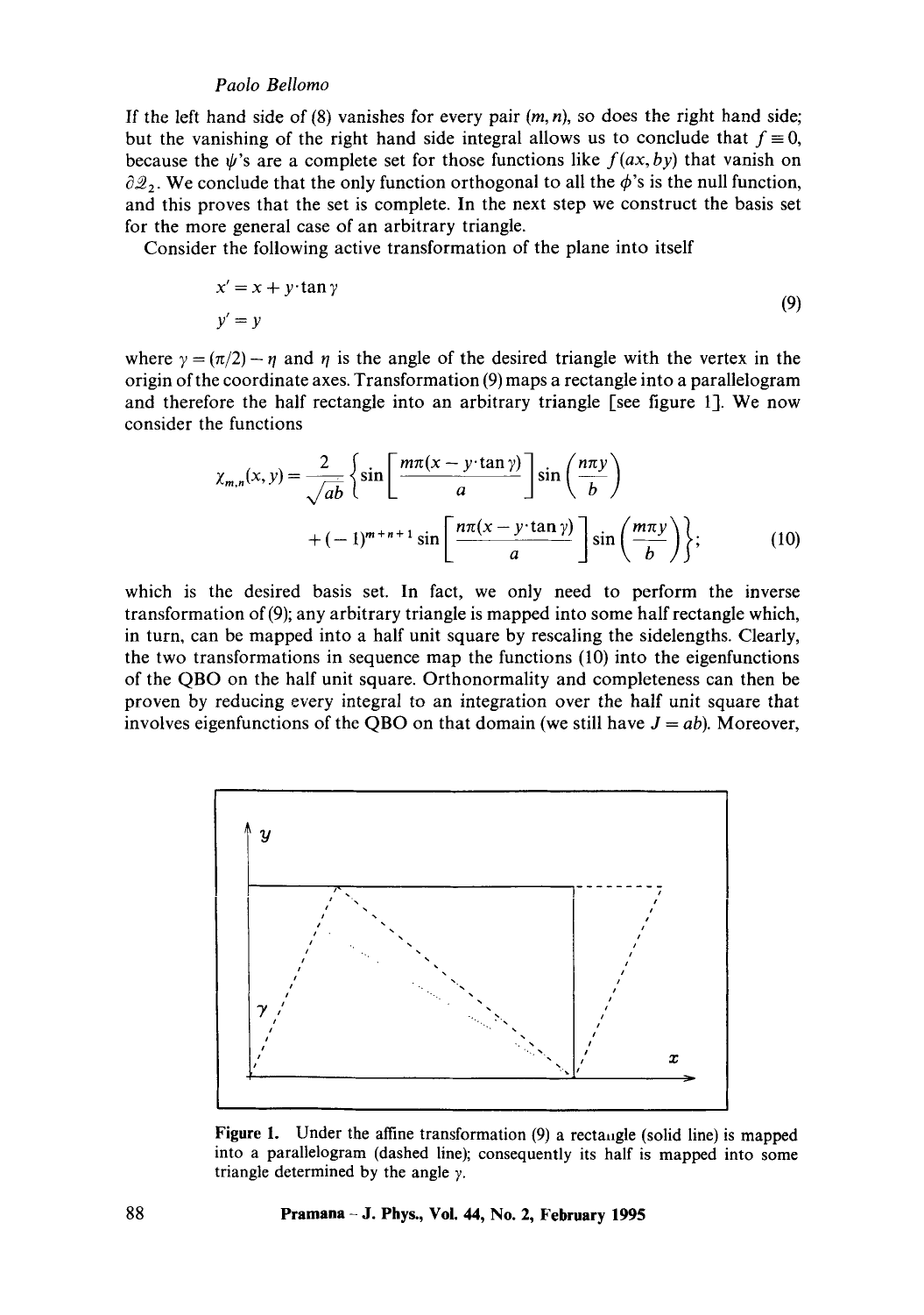If the left hand side of (8) vanishes for every pair $(m, n)$, so does the right hand side; but the vanishing of the right hand side integral allows us to conclude that $f \equiv 0$, because the $\psi$'s are a complete set for those functions like $f(ax, by)$ that vanish on $\partial\mathscr{Q}_2$. We conclude that the only function orthogonal to all the $\phi$'s is the null function, and this proves that the set is complete. In the next step we construct the basis set for the more general case of an arbitrary triangle.

Consider the following active transformation of the plane into itself

$$
\begin{aligned}
x' &= x + y \cdot \tan\gamma \\
y' &= y
\end{aligned}
\tag{9}
$$

where $\gamma = (\pi/2) - \eta$ and $\eta$ is the angle of the desired triangle with the vertex in the origin of the coordinate axes. Transformation (9) maps a rectangle into a parallelogram and therefore the half rectangle into an arbitrary triangle [see figure 1]. We now consider the functions

$$
\chi_{m,n}(x, y) = \frac{2}{\sqrt{ab}} \left\{ \sin\left[\frac{m\pi(x - y\cdot\tan\gamma)}{a}\right] \sin\left(\frac{n\pi y}{b}\right) + (-1)^{m+n+1} \sin\left[\frac{n\pi(x - y\cdot\tan\gamma)}{a}\right] \sin\left(\frac{m\pi y}{b}\right) \right\};
\tag{10}
$$

which is the desired basis set. In fact, we only need to perform the inverse transformation of (9); any arbitrary triangle is mapped into some half rectangle which, in turn, can be mapped into a half unit square by rescaling the sidelengths. Clearly, the two transformations in sequence map the functions (10) into the eigenfunctions of the QBO on the half unit square. Orthonormality and completeness can then be proven by reducing every integral to an integration over the half unit square that involves eigenfunctions of the QBO on that domain (we still have $J = ab$). Moreover,

**Figure 1.** Under the affine transformation (9) a rectangle (solid line) is mapped into a parallelogram (dashed line); consequently its half is mapped into some triangle determined by the angle $\gamma$.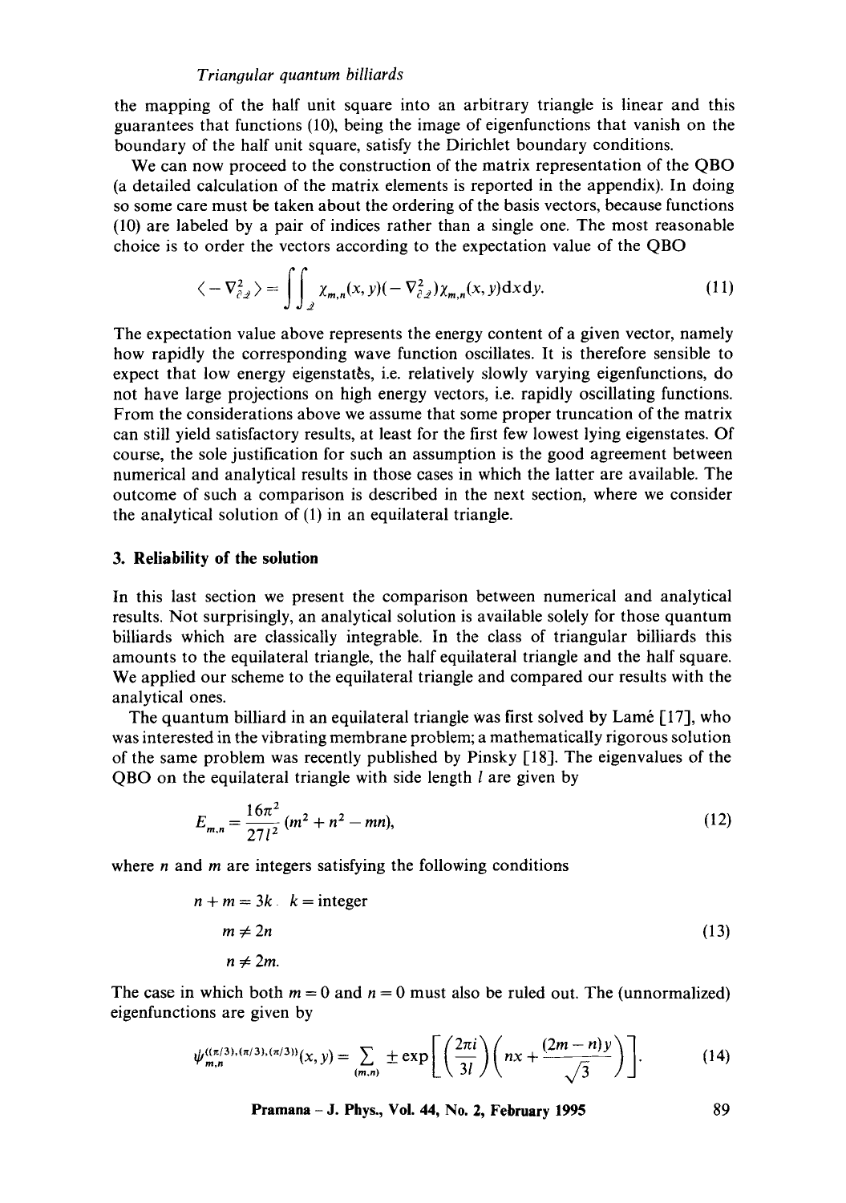the mapping of the half unit square into an arbitrary triangle is linear and this guarantees that functions (10), being the image of eigenfunctions that vanish on the boundary of the half unit square, satisfy the Dirichlet boundary conditions.

We can now proceed to the construction of the matrix representation of the QBO (a detailed calculation of the matrix elements is reported in the appendix). In doing so some care must be taken about the ordering of the basis vectors, because functions (10) are labeled by a pair of indices rather than a single one. The most reasonable choice is to order the vectors according to the expectation value of the QBO

$$\langle -\nabla^2_{\partial\mathscr{Q}} \rangle = \iint_{\mathscr{Q}} \chi_{m,n}(x,y)(-\nabla^2_{\partial\mathscr{Q}})\chi_{m,n}(x,y)\mathrm{d}x\mathrm{d}y. \tag{11}$$

The expectation value above represents the energy content of a given vector, namely how rapidly the corresponding wave function oscillates. It is therefore sensible to expect that low energy eigenstates, i.e. relatively slowly varying eigenfunctions, do not have large projections on high energy vectors, i.e. rapidly oscillating functions. From the considerations above we assume that some proper truncation of the matrix can still yield satisfactory results, at least for the first few lowest lying eigenstates. Of course, the sole justification for such an assumption is the good agreement between numerical and analytical results in those cases in which the latter are available. The outcome of such a comparison is described in the next section, where we consider the analytical solution of (1) in an equilateral triangle.

## 3. Reliability of the solution

In this last section we present the comparison between numerical and analytical results. Not surprisingly, an analytical solution is available solely for those quantum billiards which are classically integrable. In the class of triangular billiards this amounts to the equilateral triangle, the half equilateral triangle and the half square. We applied our scheme to the equilateral triangle and compared our results with the analytical ones.

The quantum billiard in an equilateral triangle was first solved by Lamé [17], who was interested in the vibrating membrane problem; a mathematically rigorous solution of the same problem was recently published by Pinsky [18]. The eigenvalues of the QBO on the equilateral triangle with side length $l$ are given by

$$E_{m,n} = \frac{16\pi^2}{27l^2}(m^2 + n^2 - mn), \tag{12}$$

where $n$ and $m$ are integers satisfying the following conditions

$$\begin{aligned} &n + m = 3k \quad k = \text{integer} \\ &m \neq 2n \\ &n \neq 2m. \end{aligned} \tag{13}$$

The case in which both $m = 0$ and $n = 0$ must also be ruled out. The (unnormalized) eigenfunctions are given by

$$\psi_{m,n}^{((\pi/3),(\pi/3),(\pi/3))}(x,y) = \sum_{(m,n)} \pm \exp\left[\left(\frac{2\pi i}{3l}\right)\left(nx + \frac{(2m-n)y}{\sqrt{3}}\right)\right]. \tag{14}$$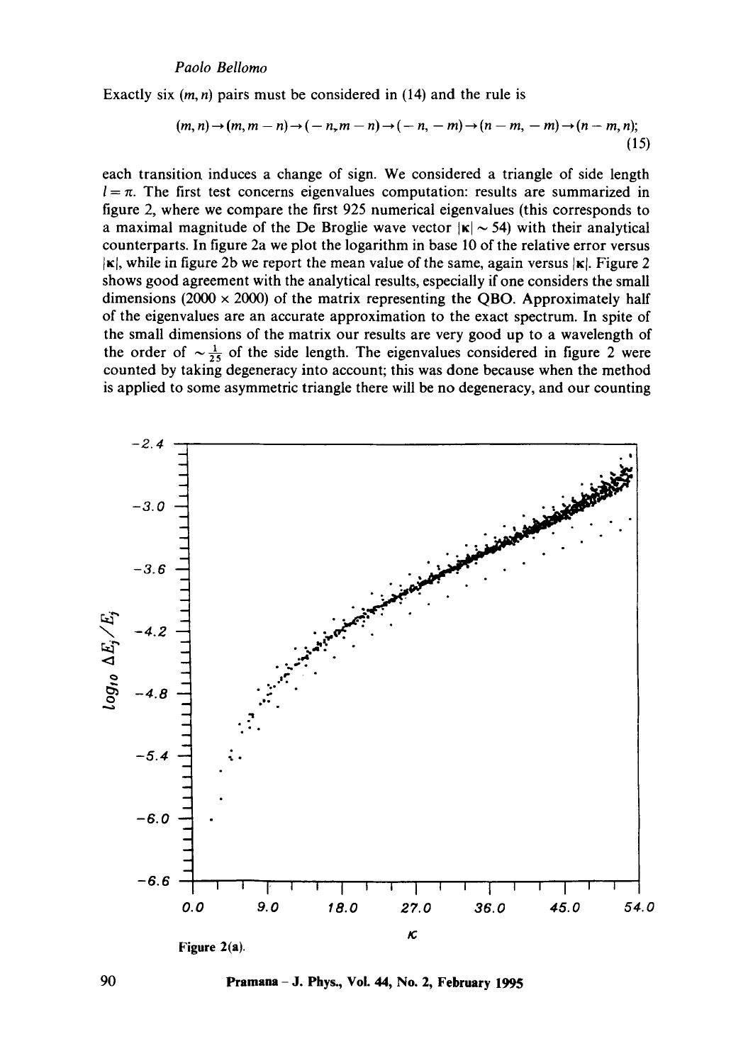Exactly six $(m, n)$ pairs must be considered in (14) and the rule is

$$(m, n) \rightarrow (m, m-n) \rightarrow (-n, m-n) \rightarrow (-n, -m) \rightarrow (n-m, -m) \rightarrow (n-m, n); \tag{15}$$

each transition induces a change of sign. We considered a triangle of side length $l = \pi$. The first test concerns eigenvalues computation: results are summarized in figure 2, where we compare the first 925 numerical eigenvalues (this corresponds to a maximal magnitude of the De Broglie wave vector $|\boldsymbol{\kappa}| \sim 54$) with their analytical counterparts. In figure 2a we plot the logarithm in base 10 of the relative error versus $|\boldsymbol{\kappa}|$, while in figure 2b we report the mean value of the same, again versus $|\boldsymbol{\kappa}|$. Figure 2 shows good agreement with the analytical results, especially if one considers the small dimensions ($2000 \times 2000$) of the matrix representing the QBO. Approximately half of the eigenvalues are an accurate approximation to the exact spectrum. In spite of the small dimensions of the matrix our results are very good up to a wavelength of the order of $\sim \frac{1}{25}$ of the side length. The eigenvalues considered in figure 2 were counted by taking degeneracy into account; this was done because when the method is applied to some asymmetric triangle there will be no degeneracy, and our counting

**Figure 2(a).**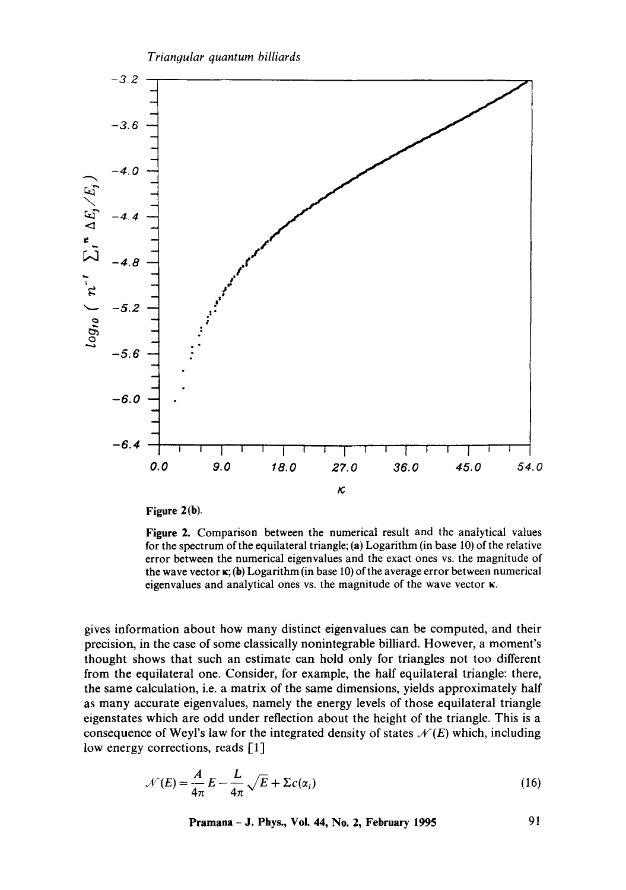Figure 2(b).

**Figure 2.** Comparison between the numerical result and the analytical values for the spectrum of the equilateral triangle; **(a)** Logarithm (in base 10) of the relative error between the numerical eigenvalues and the exact ones vs. the magnitude of the wave vector $\boldsymbol{\kappa}$; **(b)** Logarithm (in base 10) of the average error between numerical eigenvalues and analytical ones vs. the magnitude of the wave vector $\boldsymbol{\kappa}$.

gives information about how many distinct eigenvalues can be computed, and their precision, in the case of some classically nonintegrable billiard. However, a moment's thought shows that such an estimate can hold only for triangles not too different from the equilateral one. Consider, for example, the half equilateral triangle: there, the same calculation, i.e. a matrix of the same dimensions, yields approximately half as many accurate eigenvalues, namely the energy levels of those equilateral triangle eigenstates which are odd under reflection about the height of the triangle. This is a consequence of Weyl's law for the integrated density of states $\mathcal{N}(E)$ which, including low energy corrections, reads [1]

$$\mathcal{N}(E) = \frac{A}{4\pi}E - \frac{L}{4\pi}\sqrt{E} + \Sigma c(\alpha_i) \tag{16}$$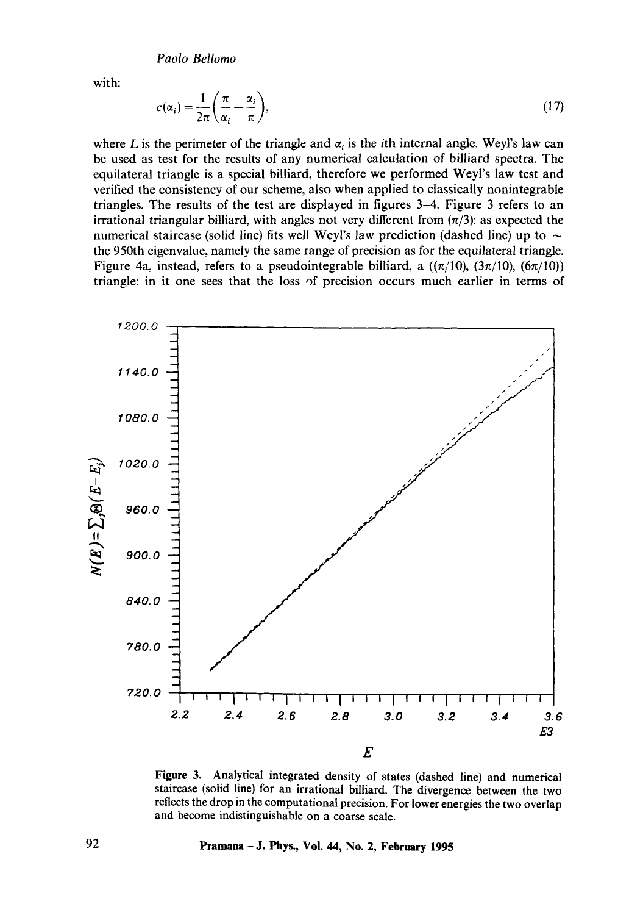with:

$$c(\alpha_i) = \frac{1}{2\pi}\left(\frac{\pi}{\alpha_i} - \frac{\alpha_i}{\pi}\right), \tag{17}$$

where $L$ is the perimeter of the triangle and $\alpha_i$ is the $i$th internal angle. Weyl's law can be used as test for the results of any numerical calculation of billiard spectra. The equilateral triangle is a special billiard, therefore we performed Weyl's law test and verified the consistency of our scheme, also when applied to classically nonintegrable triangles. The results of the test are displayed in figures 3–4. Figure 3 refers to an irrational triangular billiard, with angles not very different from $(\pi/3)$: as expected the numerical staircase (solid line) fits well Weyl's law prediction (dashed line) up to $\sim$ the 950th eigenvalue, namely the same range of precision as for the equilateral triangle. Figure 4a, instead, refers to a pseudointegrable billiard, a $((\pi/10), (3\pi/10), (6\pi/10))$ triangle: in it one sees that the loss of precision occurs much earlier in terms of

**Figure 3.** Analytical integrated density of states (dashed line) and numerical staircase (solid line) for an irrational billiard. The divergence between the two reflects the drop in the computational precision. For lower energies the two overlap and become indistinguishable on a coarse scale.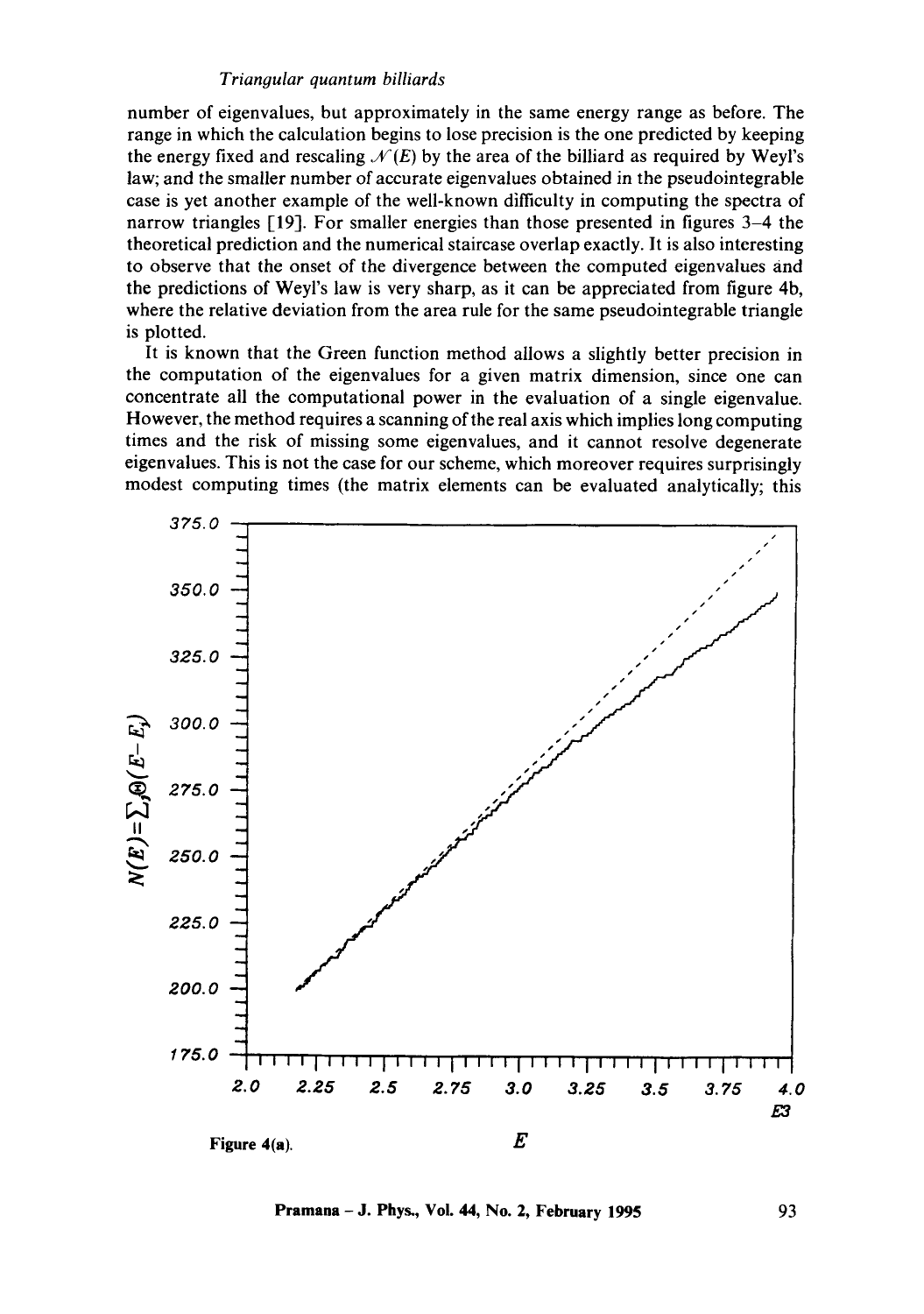number of eigenvalues, but approximately in the same energy range as before. The range in which the calculation begins to lose precision is the one predicted by keeping the energy fixed and rescaling $\mathcal{N}(E)$ by the area of the billiard as required by Weyl's law; and the smaller number of accurate eigenvalues obtained in the pseudointegrable case is yet another example of the well-known difficulty in computing the spectra of narrow triangles [19]. For smaller energies than those presented in figures 3–4 the theoretical prediction and the numerical staircase overlap exactly. It is also interesting to observe that the onset of the divergence between the computed eigenvalues and the predictions of Weyl's law is very sharp, as it can be appreciated from figure 4b, where the relative deviation from the area rule for the same pseudointegrable triangle is plotted.

It is known that the Green function method allows a slightly better precision in the computation of the eigenvalues for a given matrix dimension, since one can concentrate all the computational power in the evaluation of a single eigenvalue. However, the method requires a scanning of the real axis which implies long computing times and the risk of missing some eigenvalues, and it cannot resolve degenerate eigenvalues. This is not the case for our scheme, which moreover requires surprisingly modest computing times (the matrix elements can be evaluated analytically; this

Figure 4(a).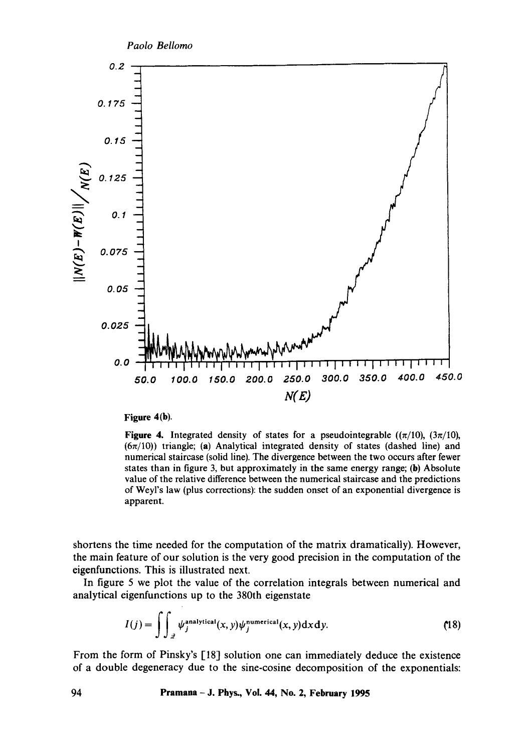Figure 4(b).

**Figure 4.** Integrated density of states for a pseudointegrable $((\pi/10), (3\pi/10), (6\pi/10))$ triangle; (**a**) Analytical integrated density of states (dashed line) and numerical staircase (solid line). The divergence between the two occurs after fewer states than in figure 3, but approximately in the same energy range; (**b**) Absolute value of the relative difference between the numerical staircase and the predictions of Weyl's law (plus corrections): the sudden onset of an exponential divergence is apparent.

shortens the time needed for the computation of the matrix dramatically). However, the main feature of our solution is the very good precision in the computation of the eigenfunctions. This is illustrated next.

In figure 5 we plot the value of the correlation integrals between numerical and analytical eigenfunctions up to the 380th eigenstate

$$I(j) = \iint_{\mathscr{D}} \psi_j^{\text{analytical}}(x, y)\psi_j^{\text{numerical}}(x, y)\mathrm{d}x\,\mathrm{d}y. \tag{18}$$

From the form of Pinsky's [18] solution one can immediately deduce the existence of a double degeneracy due to the sine-cosine decomposition of the exponentials: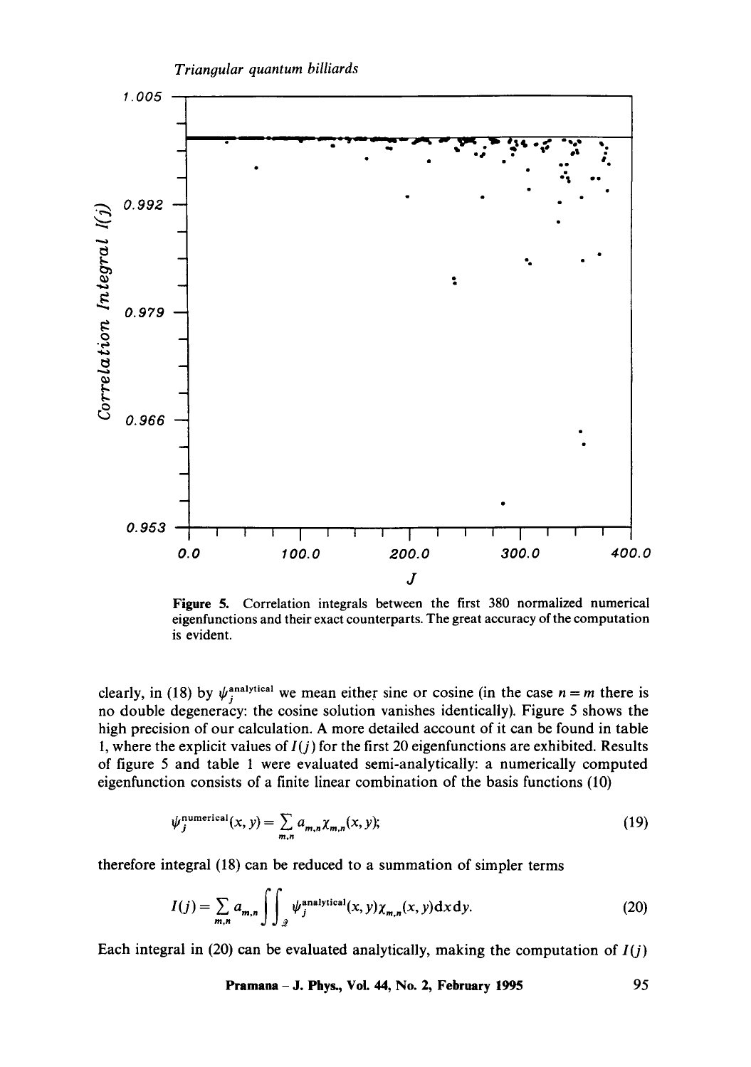**Figure 5.** Correlation integrals between the first 380 normalized numerical eigenfunctions and their exact counterparts. The great accuracy of the computation is evident.

clearly, in (18) by $\psi_j^{\mathrm{analytical}}$ we mean either sine or cosine (in the case $n = m$ there is no double degeneracy: the cosine solution vanishes identically). Figure 5 shows the high precision of our calculation. A more detailed account of it can be found in table 1, where the explicit values of $I(j)$ for the first 20 eigenfunctions are exhibited. Results of figure 5 and table 1 were evaluated semi-analytically: a numerically computed eigenfunction consists of a finite linear combination of the basis functions (10)

$$\psi_j^{\mathrm{numerical}}(x, y) = \sum_{m,n} a_{m,n} \chi_{m,n}(x, y); \tag{19}$$

therefore integral (18) can be reduced to a summation of simpler terms

$$I(j) = \sum_{m,n} a_{m,n} \iint_{\mathscr{D}} \psi_j^{\mathrm{analytical}}(x, y) \chi_{m,n}(x, y) \mathrm{d}x \mathrm{d}y. \tag{20}$$

Each integral in (20) can be evaluated analytically, making the computation of $I(j)$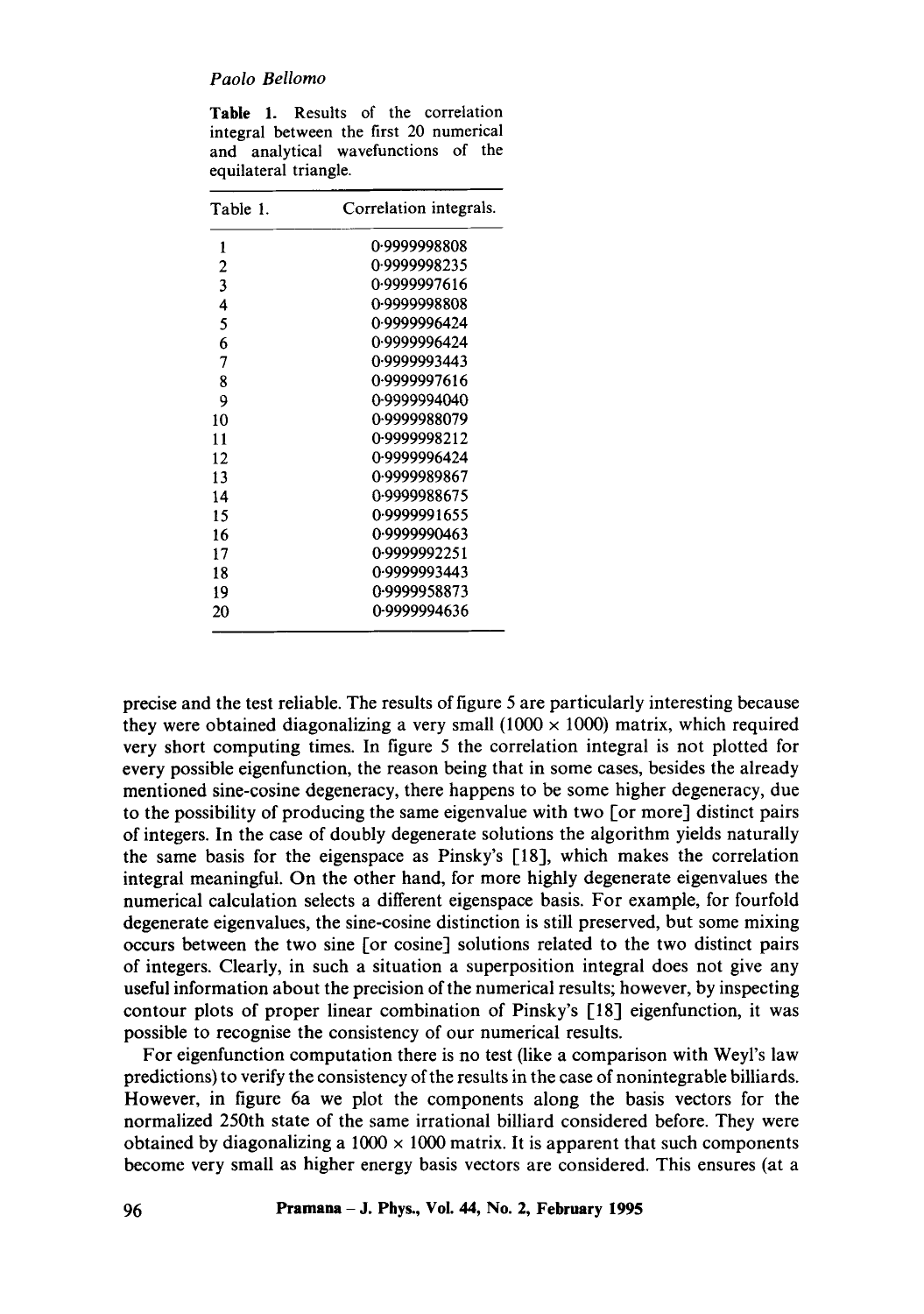**Table 1.** Results of the correlation integral between the first 20 numerical and analytical wavefunctions of the equilateral triangle.

| Table 1. | Correlation integrals. |
|---|---|
| 1 | 0·9999998808 |
| 2 | 0·9999998235 |
| 3 | 0·9999997616 |
| 4 | 0·9999998808 |
| 5 | 0·9999996424 |
| 6 | 0·9999996424 |
| 7 | 0·9999993443 |
| 8 | 0·9999997616 |
| 9 | 0·9999994040 |
| 10 | 0·9999988079 |
| 11 | 0·9999998212 |
| 12 | 0·9999996424 |
| 13 | 0·9999989867 |
| 14 | 0·9999988675 |
| 15 | 0·9999991655 |
| 16 | 0·9999990463 |
| 17 | 0·9999992251 |
| 18 | 0·9999993443 |
| 19 | 0·9999958873 |
| 20 | 0·9999994636 |

precise and the test reliable. The results of figure 5 are particularly interesting because they were obtained diagonalizing a very small ($1000 \times 1000$) matrix, which required very short computing times. In figure 5 the correlation integral is not plotted for every possible eigenfunction, the reason being that in some cases, besides the already mentioned sine-cosine degeneracy, there happens to be some higher degeneracy, due to the possibility of producing the same eigenvalue with two [or more] distinct pairs of integers. In the case of doubly degenerate solutions the algorithm yields naturally the same basis for the eigenspace as Pinsky's [18], which makes the correlation integral meaningful. On the other hand, for more highly degenerate eigenvalues the numerical calculation selects a different eigenspace basis. For example, for fourfold degenerate eigenvalues, the sine-cosine distinction is still preserved, but some mixing occurs between the two sine [or cosine] solutions related to the two distinct pairs of integers. Clearly, in such a situation a superposition integral does not give any useful information about the precision of the numerical results; however, by inspecting contour plots of proper linear combination of Pinsky's [18] eigenfunction, it was possible to recognise the consistency of our numerical results.

For eigenfunction computation there is no test (like a comparison with Weyl's law predictions) to verify the consistency of the results in the case of nonintegrable billiards. However, in figure 6a we plot the components along the basis vectors for the normalized 250th state of the same irrational billiard considered before. They were obtained by diagonalizing a $1000 \times 1000$ matrix. It is apparent that such components become very small as higher energy basis vectors are considered. This ensures (at a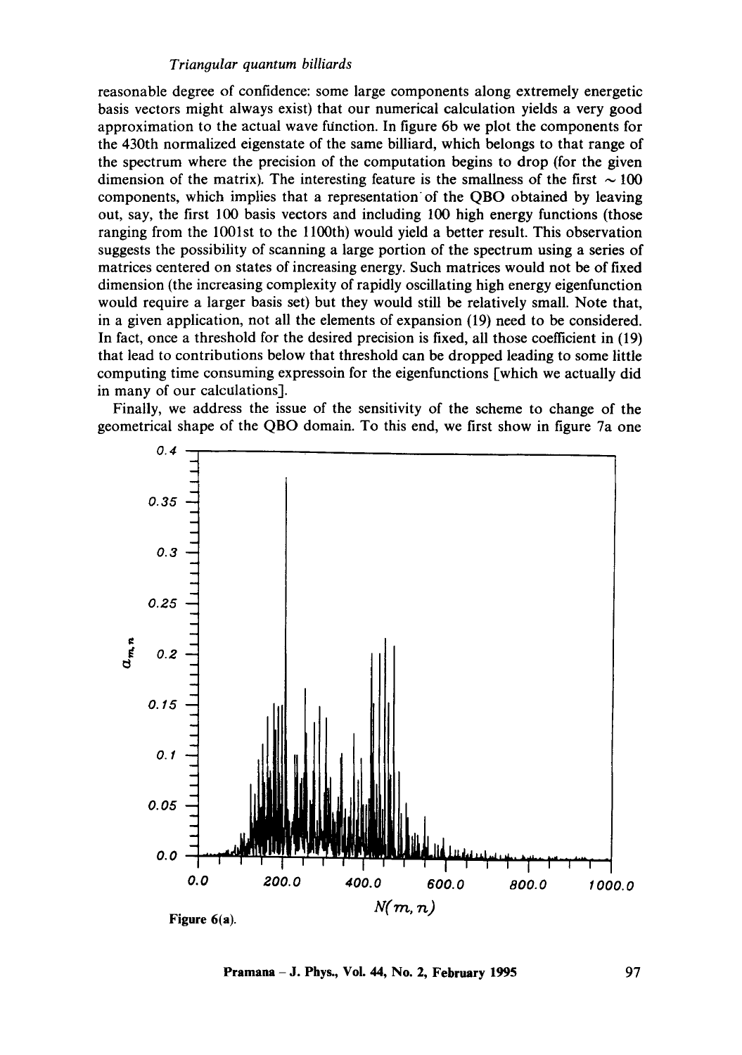reasonable degree of confidence: some large components along extremely energetic basis vectors might always exist) that our numerical calculation yields a very good approximation to the actual wave function. In figure 6b we plot the components for the 430th normalized eigenstate of the same billiard, which belongs to that range of the spectrum where the precision of the computation begins to drop (for the given dimension of the matrix). The interesting feature is the smallness of the first $\sim 100$ components, which implies that a representation of the QBO obtained by leaving out, say, the first 100 basis vectors and including 100 high energy functions (those ranging from the 1001st to the 1100th) would yield a better result. This observation suggests the possibility of scanning a large portion of the spectrum using a series of matrices centered on states of increasing energy. Such matrices would not be of fixed dimension (the increasing complexity of rapidly oscillating high energy eigenfunction would require a larger basis set) but they would still be relatively small. Note that, in a given application, not all the elements of expansion (19) need to be considered. In fact, once a threshold for the desired precision is fixed, all those coefficient in (19) that lead to contributions below that threshold can be dropped leading to some little computing time consuming expressoin for the eigenfunctions [which we actually did in many of our calculations].

Finally, we address the issue of the sensitivity of the scheme to change of the geometrical shape of the QBO domain. To this end, we first show in figure 7a one

Figure 6(a).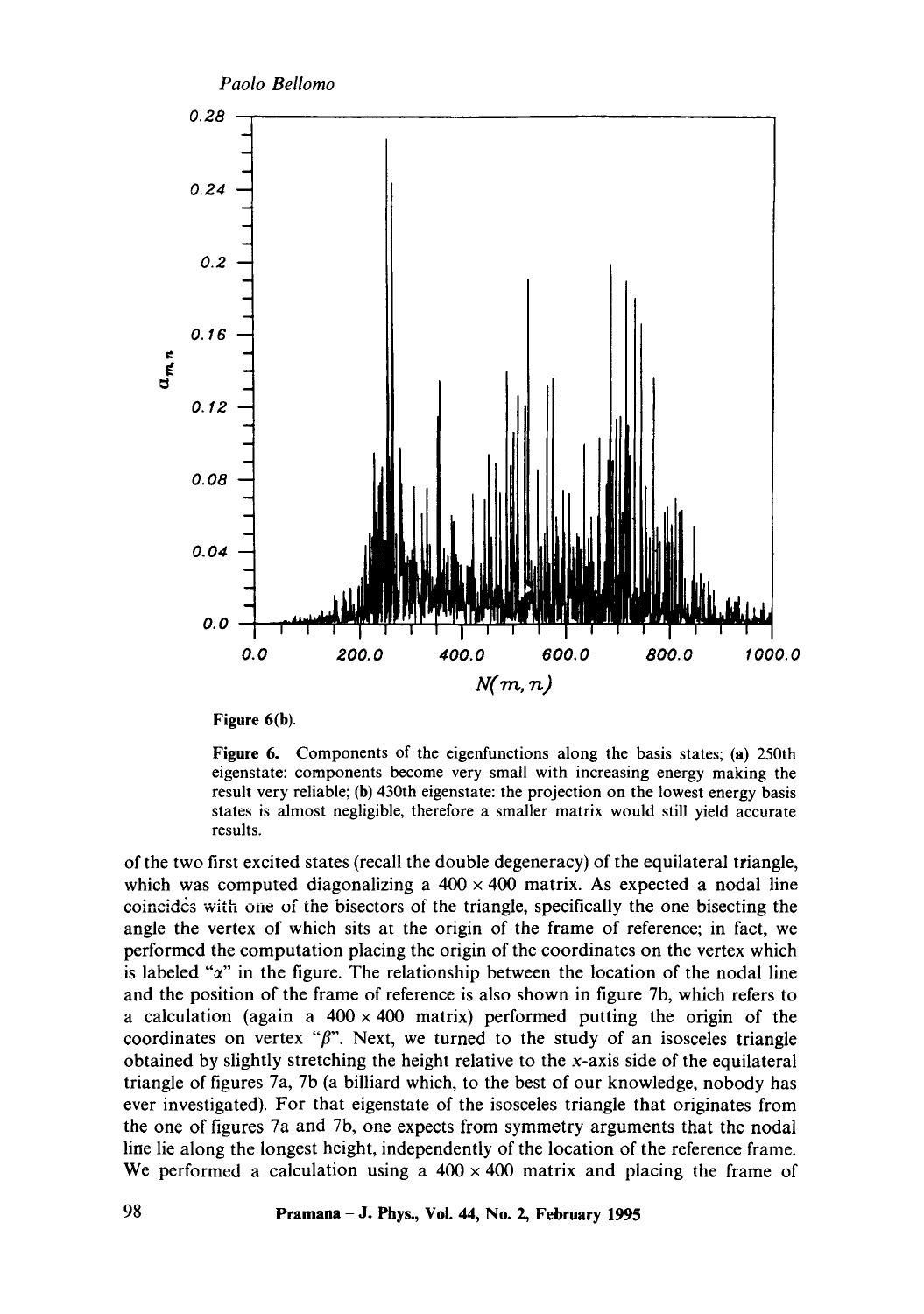Figure 6(b).

Figure 6. Components of the eigenfunctions along the basis states; (a) 250th eigenstate: components become very small with increasing energy making the result very reliable; (b) 430th eigenstate: the projection on the lowest energy basis states is almost negligible, therefore a smaller matrix would still yield accurate results.

of the two first excited states (recall the double degeneracy) of the equilateral triangle, which was computed diagonalizing a $400 \times 400$ matrix. As expected a nodal line coincides with one of the bisectors of the triangle, specifically the one bisecting the angle the vertex of which sits at the origin of the frame of reference; in fact, we performed the computation placing the origin of the coordinates on the vertex which is labeled "$\alpha$" in the figure. The relationship between the location of the nodal line and the position of the frame of reference is also shown in figure 7b, which refers to a calculation (again a $400 \times 400$ matrix) performed putting the origin of the coordinates on vertex "$\beta$". Next, we turned to the study of an isosceles triangle obtained by slightly stretching the height relative to the $x$-axis side of the equilateral triangle of figures 7a, 7b (a billiard which, to the best of our knowledge, nobody has ever investigated). For that eigenstate of the isosceles triangle that originates from the one of figures 7a and 7b, one expects from symmetry arguments that the nodal line lie along the longest height, independently of the location of the reference frame. We performed a calculation using a $400 \times 400$ matrix and placing the frame of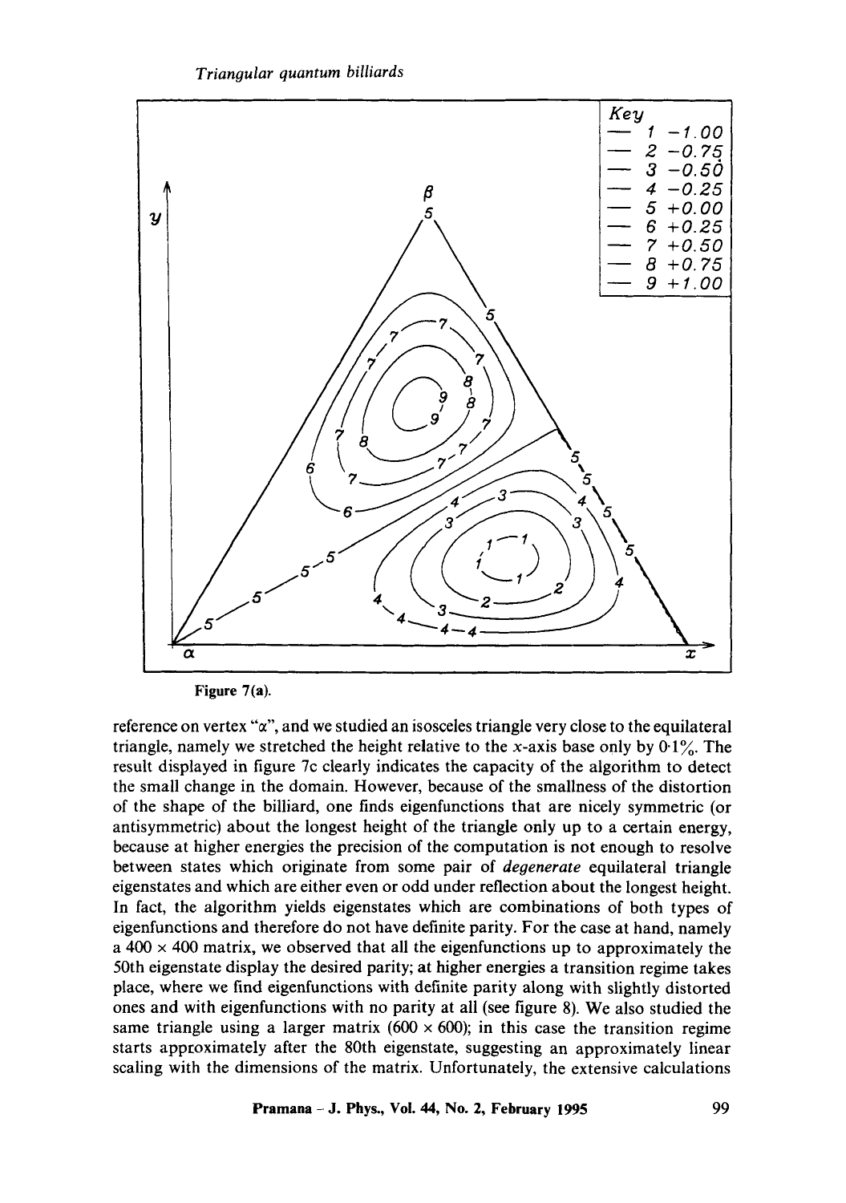Figure 7(a).

reference on vertex "$\alpha$", and we studied an isosceles triangle very close to the equilateral triangle, namely we stretched the height relative to the $x$-axis base only by 0·1%. The result displayed in figure 7c clearly indicates the capacity of the algorithm to detect the small change in the domain. However, because of the smallness of the distortion of the shape of the billiard, one finds eigenfunctions that are nicely symmetric (or antisymmetric) about the longest height of the triangle only up to a certain energy, because at higher energies the precision of the computation is not enough to resolve between states which originate from some pair of *degenerate* equilateral triangle eigenstates and which are either even or odd under reflection about the longest height. In fact, the algorithm yields eigenstates which are combinations of both types of eigenfunctions and therefore do not have definite parity. For the case at hand, namely a $400 \times 400$ matrix, we observed that all the eigenfunctions up to approximately the 50th eigenstate display the desired parity; at higher energies a transition regime takes place, where we find eigenfunctions with definite parity along with slightly distorted ones and with eigenfunctions with no parity at all (see figure 8). We also studied the same triangle using a larger matrix ($600 \times 600$); in this case the transition regime starts approximately after the 80th eigenstate, suggesting an approximately linear scaling with the dimensions of the matrix. Unfortunately, the extensive calculations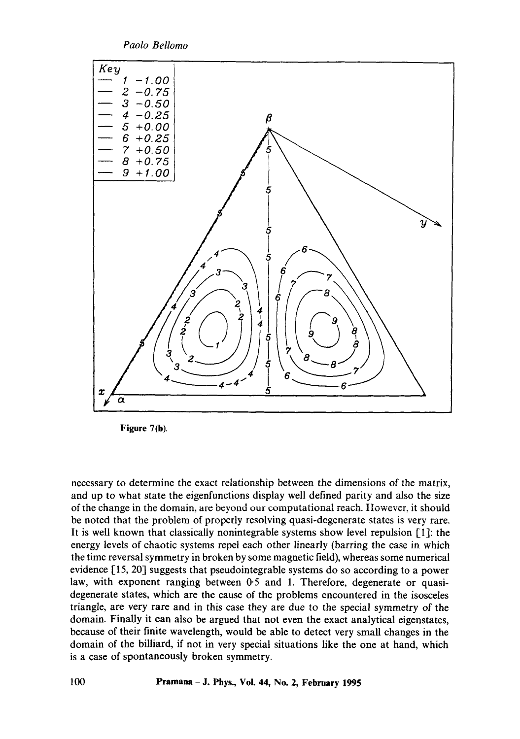Figure 7(b).

necessary to determine the exact relationship between the dimensions of the matrix, and up to what state the eigenfunctions display well defined parity and also the size of the change in the domain, are beyond our computational reach. However, it should be noted that the problem of properly resolving quasi-degenerate states is very rare. It is well known that classically nonintegrable systems show level repulsion [1]: the energy levels of chaotic systems repel each other linearly (barring the case in which the time reversal symmetry in broken by some magnetic field), whereas some numerical evidence [15, 20] suggests that pseudointegrable systems do so according to a power law, with exponent ranging between 0·5 and 1. Therefore, degenerate or quasi-degenerate states, which are the cause of the problems encountered in the isosceles triangle, are very rare and in this case they are due to the special symmetry of the domain. Finally it can also be argued that not even the exact analytical eigenstates, because of their finite wavelength, would be able to detect very small changes in the domain of the billiard, if not in very special situations like the one at hand, which is a case of spontaneously broken symmetry.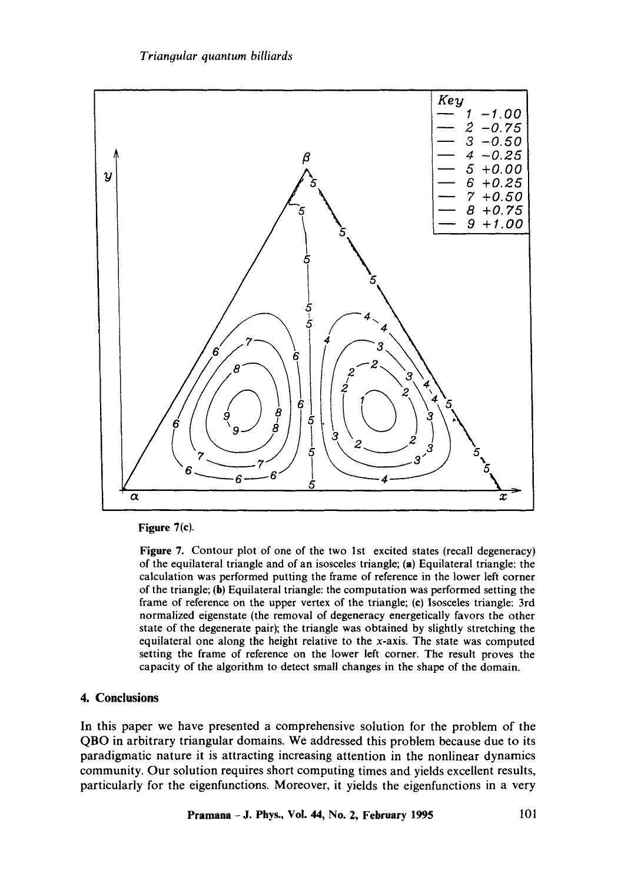Figure 7(c).

Figure 7. Contour plot of one of the two 1st excited states (recall degeneracy) of the equilateral triangle and of an isosceles triangle; (a) Equilateral triangle: the calculation was performed putting the frame of reference in the lower left corner of the triangle; (b) Equilateral triangle: the computation was performed setting the frame of reference on the upper vertex of the triangle; (c) Isosceles triangle: 3rd normalized eigenstate (the removal of degeneracy energetically favors the other state of the degenerate pair); the triangle was obtained by slightly stretching the equilateral one along the height relative to the $x$-axis. The state was computed setting the frame of reference on the lower left corner. The result proves the capacity of the algorithm to detect small changes in the shape of the domain.

## 4. Conclusions

In this paper we have presented a comprehensive solution for the problem of the QBO in arbitrary triangular domains. We addressed this problem because due to its paradigmatic nature it is attracting increasing attention in the nonlinear dynamics community. Our solution requires short computing times and yields excellent results, particularly for the eigenfunctions. Moreover, it yields the eigenfunctions in a very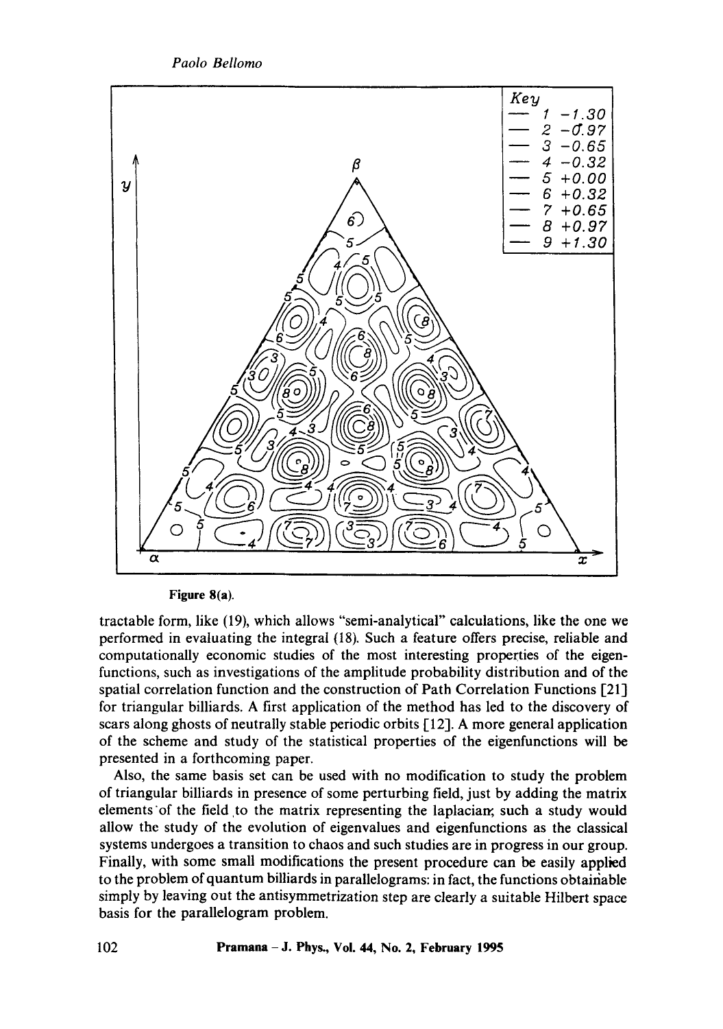Figure 8(a).

tractable form, like (19), which allows "semi-analytical" calculations, like the one we performed in evaluating the integral (18). Such a feature offers precise, reliable and computationally economic studies of the most interesting properties of the eigenfunctions, such as investigations of the amplitude probability distribution and of the spatial correlation function and the construction of Path Correlation Functions [21] for triangular billiards. A first application of the method has led to the discovery of scars along ghosts of neutrally stable periodic orbits [12]. A more general application of the scheme and study of the statistical properties of the eigenfunctions will be presented in a forthcoming paper.

Also, the same basis set can be used with no modification to study the problem of triangular billiards in presence of some perturbing field, just by adding the matrix elements of the field to the matrix representing the laplacian; such a study would allow the study of the evolution of eigenvalues and eigenfunctions as the classical systems undergoes a transition to chaos and such studies are in progress in our group. Finally, with some small modifications the present procedure can be easily applied to the problem of quantum billiards in parallelograms: in fact, the functions obtainable simply by leaving out the antisymmetrization step are clearly a suitable Hilbert space basis for the parallelogram problem.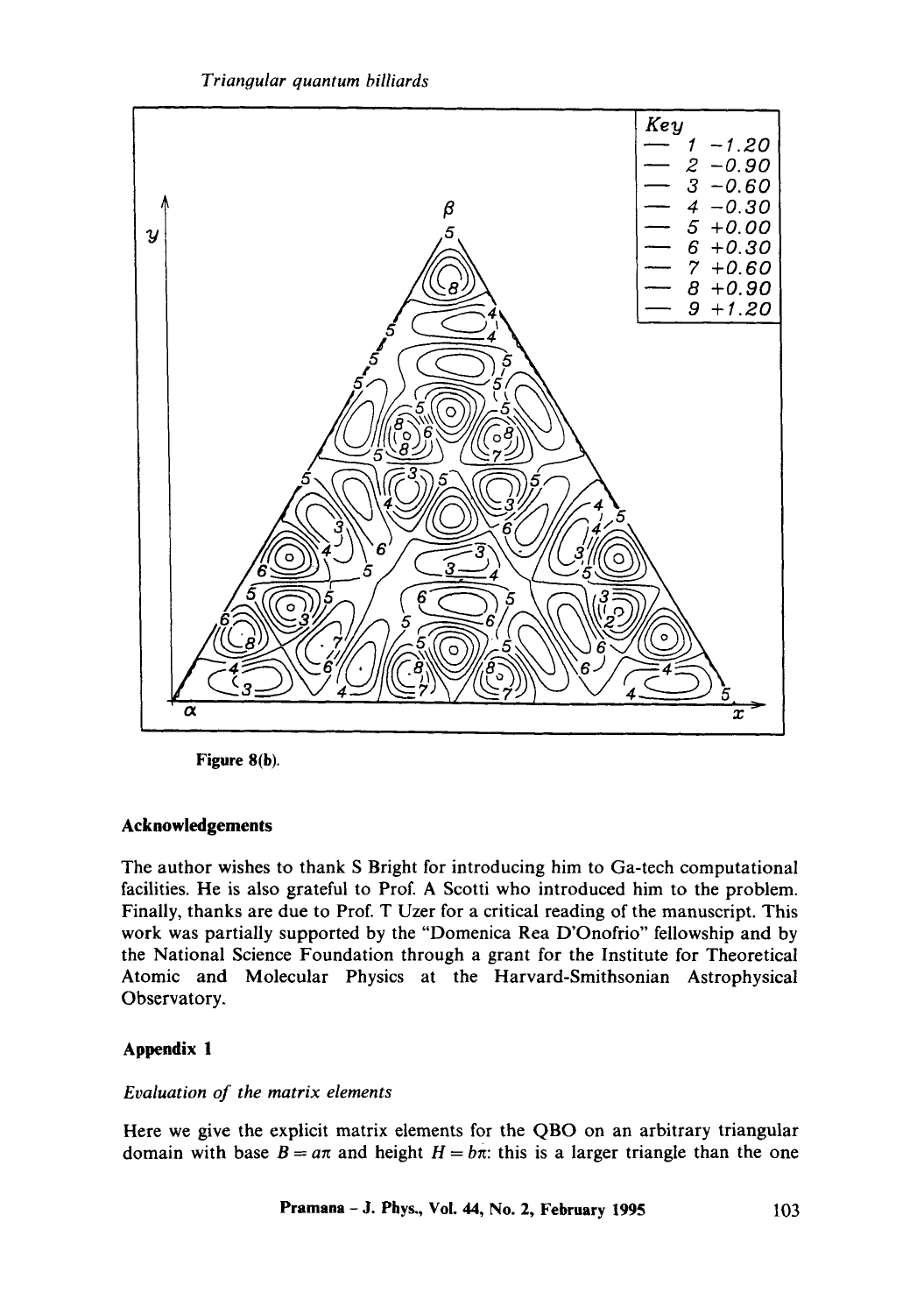Figure 8(b).

### Acknowledgements

The author wishes to thank S Bright for introducing him to Ga-tech computational facilities. He is also grateful to Prof. A Scotti who introduced him to the problem. Finally, thanks are due to Prof. T Uzer for a critical reading of the manuscript. This work was partially supported by the "Domenica Rea D'Onofrio" fellowship and by the National Science Foundation through a grant for the Institute for Theoretical Atomic and Molecular Physics at the Harvard-Smithsonian Astrophysical Observatory.

### Appendix 1

*Evaluation of the matrix elements*

Here we give the explicit matrix elements for the QBO on an arbitrary triangular domain with base $B = a\pi$ and height $H = b\pi$: this is a larger triangle than the one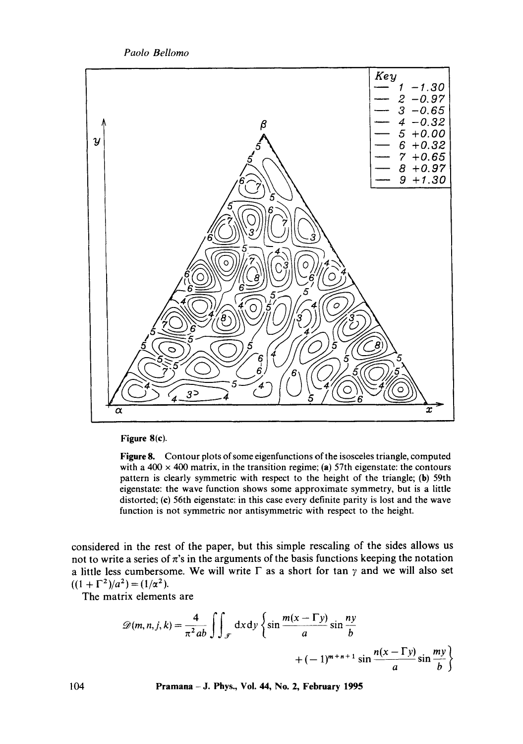Figure 8(c).

**Figure 8.** Contour plots of some eigenfunctions of the isosceles triangle, computed with a 400 × 400 matrix, in the transition regime; (**a**) 57th eigenstate: the contours pattern is clearly symmetric with respect to the height of the triangle; (**b**) 59th eigenstate: the wave function shows some approximate symmetry, but is a little distorted; (**c**) 56th eigenstate: in this case every definite parity is lost and the wave function is not symmetric nor antisymmetric with respect to the height.

considered in the rest of the paper, but this simple rescaling of the sides allows us not to write a series of $\pi$'s in the arguments of the basis functions keeping the notation a little less cumbersome. We will write $\Gamma$ as a short for $\tan \gamma$ and we will also set $((1+\Gamma^2)/a^2) = (1/\alpha^2)$.

The matrix elements are

$$\mathscr{D}(m,n,j,k) = \frac{4}{\pi^2 ab} \iint_{\mathscr{T}} \mathrm{d}x\mathrm{d}y \left\{ \sin\frac{m(x-\Gamma y)}{a} \sin\frac{ny}{b} + (-1)^{m+n+1} \sin\frac{n(x-\Gamma y)}{a} \sin\frac{my}{b} \right\}$$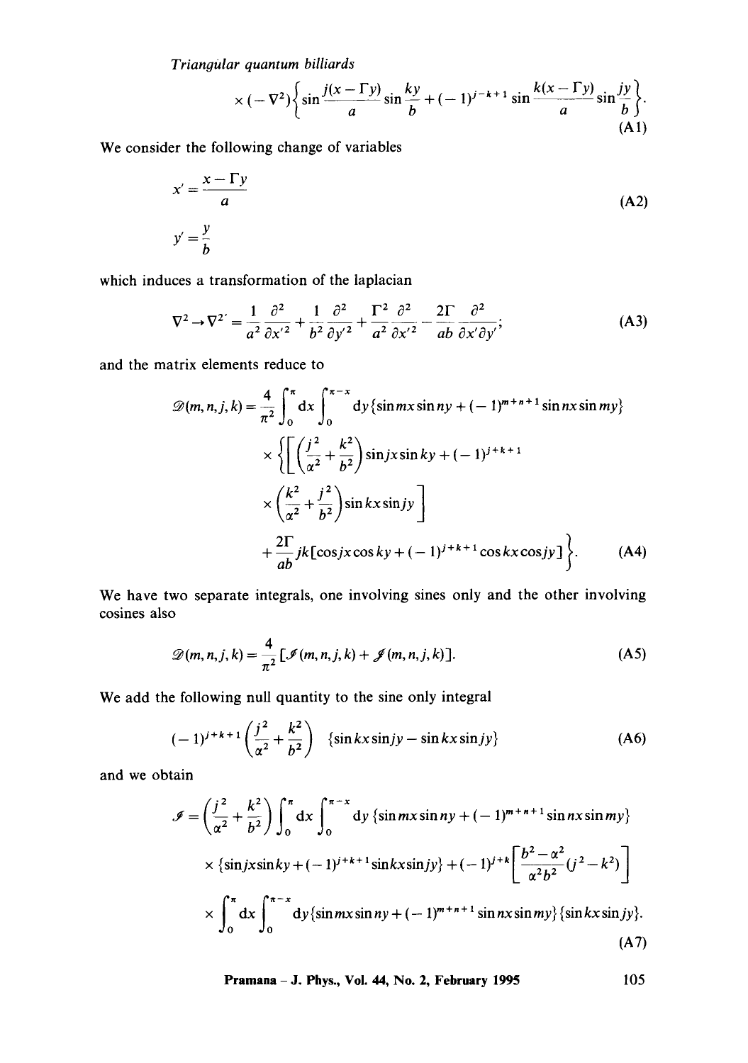$$\times (-\nabla^2)\left\{\sin\frac{j(x-\Gamma y)}{a}\sin\frac{ky}{b} + (-1)^{j-k+1}\sin\frac{k(x-\Gamma y)}{a}\sin\frac{jy}{b}\right\}. \tag{A1}$$

We consider the following change of variables

$$x' = \frac{x - \Gamma y}{a}$$
$$y' = \frac{y}{b} \tag{A2}$$

which induces a transformation of the laplacian

$$\nabla^2 \to \nabla^{2'} = \frac{1}{a^2}\frac{\partial^2}{\partial x'^2} + \frac{1}{b^2}\frac{\partial^2}{\partial y'^2} + \frac{\Gamma^2}{a^2}\frac{\partial^2}{\partial x'^2} - \frac{2\Gamma}{ab}\frac{\partial^2}{\partial x' \partial y'}; \tag{A3}$$

and the matrix elements reduce to

$$\begin{aligned}
\mathscr{D}(m,n,j,k) = \frac{4}{\pi^2}\int_0^\pi \mathrm{d}x \int_0^{\pi-x} \mathrm{d}y \{\sin mx \sin ny + (-1)^{m+n+1}\sin nx \sin my\} \\
\times \left\{\left[\left(\frac{j^2}{\alpha^2} + \frac{k^2}{b^2}\right)\sin jx \sin ky + (-1)^{j+k+1}\right.\right. \\
\left. \times \left(\frac{k^2}{\alpha^2} + \frac{j^2}{b^2}\right)\sin kx \sin jy\right] \\
\left. + \frac{2\Gamma}{ab} jk[\cos jx \cos ky + (-1)^{j+k+1}\cos kx \cos jy]\right\}.
\end{aligned} \tag{A4}$$

We have two separate integrals, one involving sines only and the other involving cosines also

$$\mathscr{D}(m,n,j,k) = \frac{4}{\pi^2}[\mathscr{I}(m,n,j,k) + \mathscr{J}(m,n,j,k)]. \tag{A5}$$

We add the following null quantity to the sine only integral

$$(-1)^{j+k+1}\left(\frac{j^2}{\alpha^2} + \frac{k^2}{b^2}\right) \quad \{\sin kx \sin jy - \sin kx \sin jy\} \tag{A6}$$

and we obtain

$$\begin{aligned}
\mathscr{I} = \left(\frac{j^2}{\alpha^2} + \frac{k^2}{b^2}\right)\int_0^\pi \mathrm{d}x \int_0^{\pi-x} \mathrm{d}y \{\sin mx \sin ny + (-1)^{m+n+1}\sin nx \sin my\} \\
\times \{\sin jx \sin ky + (-1)^{j+k+1}\sin kx \sin jy\} + (-1)^{j+k}\left[\frac{b^2 - \alpha^2}{\alpha^2 b^2}(j^2 - k^2)\right] \\
\times \int_0^\pi \mathrm{d}x \int_0^{\pi-x} \mathrm{d}y \{\sin mx \sin ny + (-1)^{m+n+1}\sin nx \sin my\}\{\sin kx \sin jy\}.
\end{aligned} \tag{A7}$$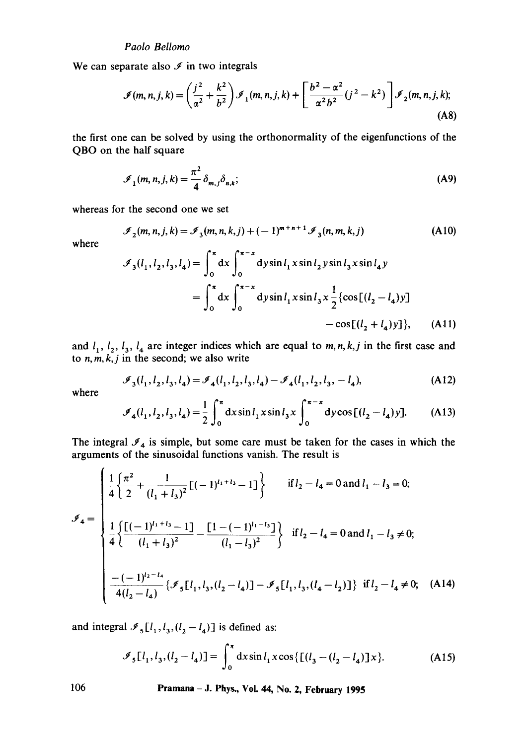We can separate also $\mathscr{I}$ in two integrals

$$\mathscr{I}(m,n,j,k) = \left(\frac{j^2}{\alpha^2} + \frac{k^2}{b^2}\right)\mathscr{I}_1(m,n,j,k) + \left[\frac{b^2-\alpha^2}{\alpha^2 b^2}(j^2-k^2)\right]\mathscr{I}_2(m,n,j,k); \tag{A8}$$

the first one can be solved by using the orthonormality of the eigenfunctions of the QBO on the half square

$$\mathscr{I}_1(m,n,j,k) = \frac{\pi^2}{4}\delta_{m,j}\delta_{n,k}; \tag{A9}$$

whereas for the second one we set

$$\mathscr{I}_2(m,n,j,k) = \mathscr{I}_3(m,n,k,j) + (-1)^{m+n+1}\mathscr{I}_3(n,m,k,j) \tag{A10}$$

where

$$\begin{aligned}\mathscr{I}_3(l_1,l_2,l_3,l_4) &= \int_0^\pi \mathrm{d}x \int_0^{\pi-x} \mathrm{d}y \sin l_1 x \sin l_2 y \sin l_3 x \sin l_4 y \\ &= \int_0^\pi \mathrm{d}x \int_0^{\pi-x} \mathrm{d}y \sin l_1 x \sin l_3 x \frac{1}{2}\{\cos[(l_2-l_4)y] \\ &\qquad - \cos[(l_2+l_4)y]\},\end{aligned} \tag{A11}$$

and $l_1$, $l_2$, $l_3$, $l_4$ are integer indices which are equal to $m,n,k,j$ in the first case and to $n,m,k,j$ in the second; we also write

$$\mathscr{I}_3(l_1,l_2,l_3,l_4) = \mathscr{I}_4(l_1,l_2,l_3,l_4) - \mathscr{I}_4(l_1,l_2,l_3,-l_4), \tag{A12}$$

where

$$\mathscr{I}_4(l_1,l_2,l_3,l_4) = \frac{1}{2}\int_0^\pi \mathrm{d}x \sin l_1 x \sin l_3 x \int_0^{\pi-x} \mathrm{d}y \cos[(l_2-l_4)y]. \tag{A13}$$

The integral $\mathscr{I}_4$ is simple, but some care must be taken for the cases in which the arguments of the sinusoidal functions vanish. The result is

$$\mathscr{I}_4 = \begin{cases} \dfrac{1}{4}\left\{\dfrac{\pi^2}{2} + \dfrac{1}{(l_1+l_3)^2}[(-1)^{l_1+l_3}-1]\right\} & \text{if } l_2 - l_4 = 0 \text{ and } l_1 - l_3 = 0; \\[2ex] \dfrac{1}{4}\left\{\dfrac{[(-1)^{l_1+l_3}-1]}{(l_1+l_3)^2} - \dfrac{[1-(-1)^{l_1-l_3}]}{(l_1-l_3)^2}\right\} & \text{if } l_2 - l_4 = 0 \text{ and } l_1 - l_3 \neq 0; \\[2ex] \dfrac{-(-1)^{l_2-l_4}}{4(l_2-l_4)}\{\mathscr{I}_5[l_1,l_3,(l_2-l_4)] - \mathscr{I}_5[l_1,l_3,(l_4-l_2)]\} & \text{if } l_2 - l_4 \neq 0; \end{cases} \tag{A14}$$

and integral $\mathscr{I}_5[l_1,l_3,(l_2-l_4)]$ is defined as:

$$\mathscr{I}_5[l_1,l_3,(l_2-l_4)] = \int_0^\pi \mathrm{d}x \sin l_1 x \cos\{[(l_3-(l_2-l_4)]x\}. \tag{A15}$$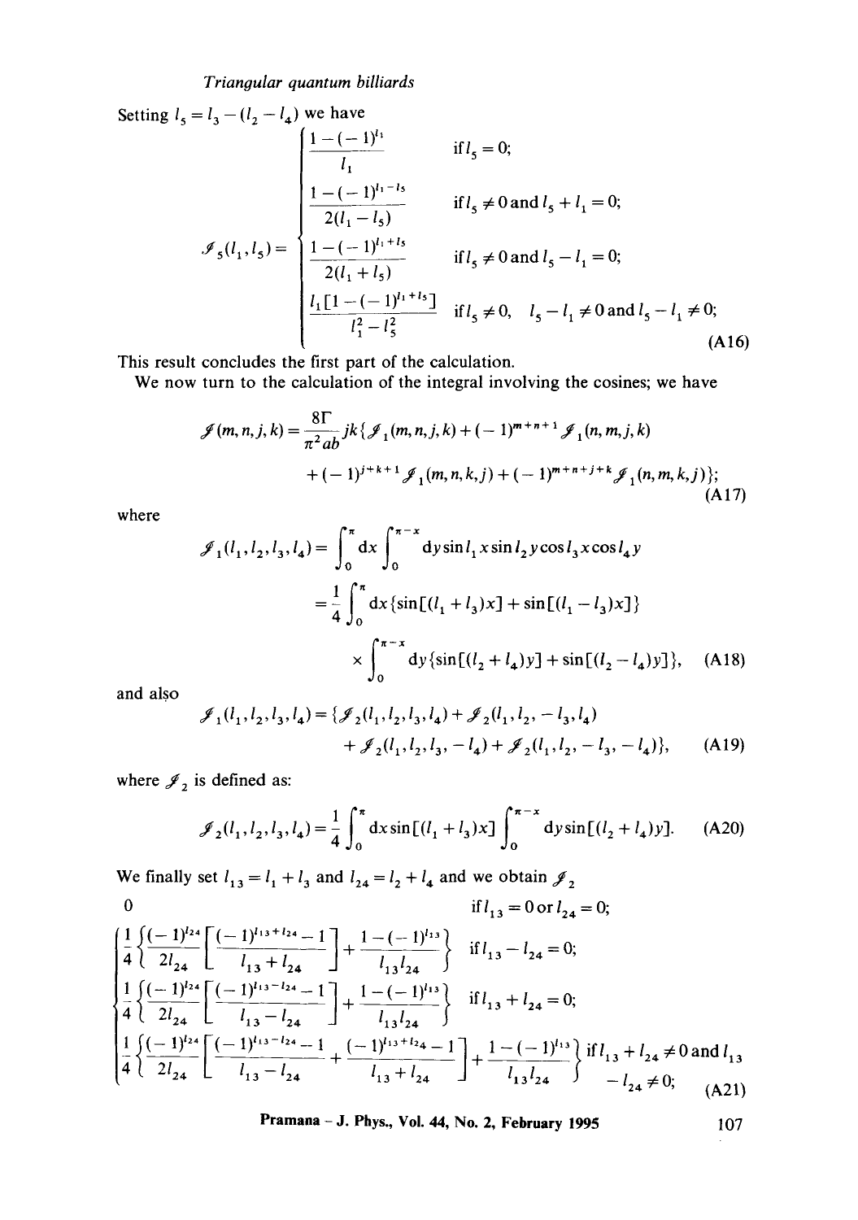Setting $l_5 = l_3 - (l_2 - l_4)$ we have

$$
\mathscr{I}_5(l_1, l_5) = \begin{cases} \dfrac{1 - (-1)^{l_1}}{l_1} & \text{if } l_5 = 0; \\[2ex] \dfrac{1 - (-1)^{l_1 - l_5}}{2(l_1 - l_5)} & \text{if } l_5 \neq 0 \text{ and } l_5 + l_1 = 0; \\[2ex] \dfrac{1 - (-1)^{l_1 + l_5}}{2(l_1 + l_5)} & \text{if } l_5 \neq 0 \text{ and } l_5 - l_1 = 0; \\[2ex] \dfrac{l_1[1 - (-1)^{l_1 + l_5}]}{l_1^2 - l_5^2} & \text{if } l_5 \neq 0, \quad l_5 - l_1 \neq 0 \text{ and } l_5 - l_1 \neq 0; \end{cases} \tag{A16}
$$

This result concludes the first part of the calculation.

We now turn to the calculation of the integral involving the cosines; we have

$$
\begin{aligned}
\mathscr{I}(m, n, j, k) = \frac{8\Gamma}{\pi^2 ab} jk\{ & \mathscr{I}_1(m, n, j, k) + (-1)^{m+n+1} \mathscr{I}_1(n, m, j, k) \\
& + (-1)^{j+k+1} \mathscr{I}_1(m, n, k, j) + (-1)^{m+n+j+k} \mathscr{I}_1(n, m, k, j)\};
\end{aligned} \tag{A17}
$$

where

$$
\begin{aligned}
\mathscr{I}_1(l_1, l_2, l_3, l_4) &= \int_0^\pi \mathrm{d}x \int_0^{\pi - x} \mathrm{d}y \sin l_1 x \sin l_2 y \cos l_3 x \cos l_4 y \\
&= \frac{1}{4} \int_0^\pi \mathrm{d}x \{\sin[(l_1 + l_3)x] + \sin[(l_1 - l_3)x]\} \\
&\quad \times \int_0^{\pi - x} \mathrm{d}y \{\sin[(l_2 + l_4)y] + \sin[(l_2 - l_4)y]\},
\end{aligned} \tag{A18}
$$

and also

$$
\begin{aligned}
\mathscr{I}_1(l_1, l_2, l_3, l_4) = \{ & \mathscr{I}_2(l_1, l_2, l_3, l_4) + \mathscr{I}_2(l_1, l_2, -l_3, l_4) \\
& + \mathscr{I}_2(l_1, l_2, l_3, -l_4) + \mathscr{I}_2(l_1, l_2, -l_3, -l_4)\},
\end{aligned} \tag{A19}
$$

where $\mathscr{I}_2$ is defined as:

$$
\mathscr{I}_2(l_1, l_2, l_3, l_4) = \frac{1}{4} \int_0^\pi \mathrm{d}x \sin[(l_1 + l_3)x] \int_0^{\pi - x} \mathrm{d}y \sin[(l_2 + l_4)y]. \tag{A20}
$$

We finally set $l_{13} = l_1 + l_3$ and $l_{24} = l_2 + l_4$ and we obtain $\mathscr{I}_2$

$$
\begin{cases} 0 & \text{if } l_{13} = 0 \text{ or } l_{24} = 0; \\[2ex] \dfrac{1}{4}\left\{\dfrac{(-1)^{l_{24}}}{2l_{24}}\left[\dfrac{(-1)^{l_{13} + l_{24}} - 1}{l_{13} + l_{24}}\right] + \dfrac{1 - (-1)^{l_{13}}}{l_{13} l_{24}}\right\} & \text{if } l_{13} - l_{24} = 0; \\[2ex] \dfrac{1}{4}\left\{\dfrac{(-1)^{l_{24}}}{2l_{24}}\left[\dfrac{(-1)^{l_{13} - l_{24}} - 1}{l_{13} - l_{24}}\right] + \dfrac{1 - (-1)^{l_{13}}}{l_{13} l_{24}}\right\} & \text{if } l_{13} + l_{24} = 0; \\[2ex] \dfrac{1}{4}\left\{\dfrac{(-1)^{l_{24}}}{2l_{24}}\left[\dfrac{(-1)^{l_{13} - l_{24}} - 1}{l_{13} - l_{24}} + \dfrac{(-1)^{l_{13} + l_{24}} - 1}{l_{13} + l_{24}}\right] + \dfrac{1 - (-1)^{l_{13}}}{l_{13} l_{24}}\right\} & \text{if } l_{13} + l_{24} \neq 0 \text{ and } l_{13} - l_{24} \neq 0; \end{cases} \tag{A21}
$$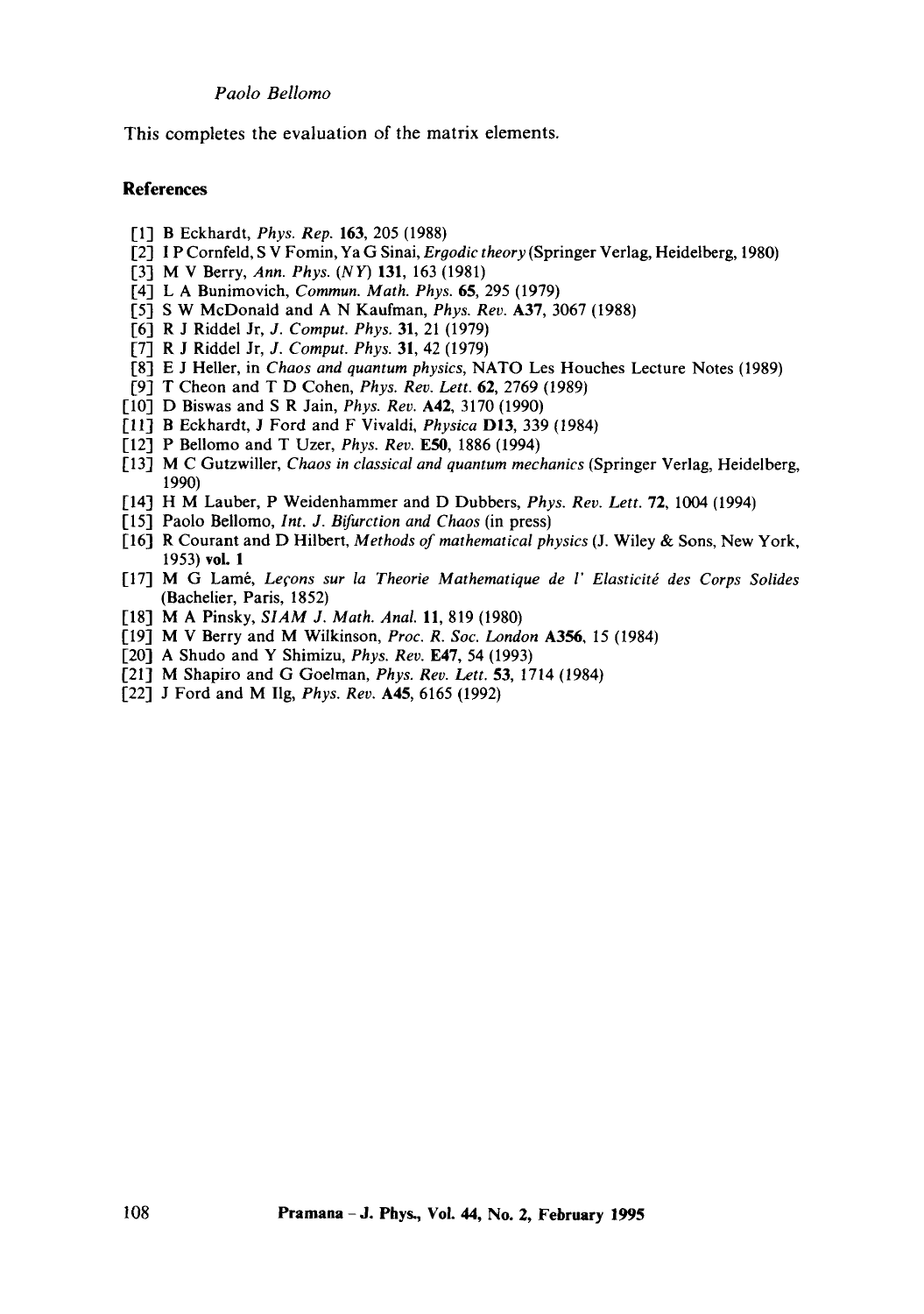This completes the evaluation of the matrix elements.

## References

[1] B Eckhardt, *Phys. Rep.* **163**, 205 (1988)
[2] I P Cornfeld, S V Fomin, Ya G Sinai, *Ergodic theory* (Springer Verlag, Heidelberg, 1980)
[3] M V Berry, *Ann. Phys. (NY)* **131**, 163 (1981)
[4] L A Bunimovich, *Commun. Math. Phys.* **65**, 295 (1979)
[5] S W McDonald and A N Kaufman, *Phys. Rev.* **A37**, 3067 (1988)
[6] R J Riddel Jr, *J. Comput. Phys.* **31**, 21 (1979)
[7] R J Riddel Jr, *J. Comput. Phys.* **31**, 42 (1979)
[8] E J Heller, in *Chaos and quantum physics*, NATO Les Houches Lecture Notes (1989)
[9] T Cheon and T D Cohen, *Phys. Rev. Lett.* **62**, 2769 (1989)
[10] D Biswas and S R Jain, *Phys. Rev.* **A42**, 3170 (1990)
[11] B Eckhardt, J Ford and F Vivaldi, *Physica* **D13**, 339 (1984)
[12] P Bellomo and T Uzer, *Phys. Rev.* **E50**, 1886 (1994)
[13] M C Gutzwiller, *Chaos in classical and quantum mechanics* (Springer Verlag, Heidelberg, 1990)
[14] H M Lauber, P Weidenhammer and D Dubbers, *Phys. Rev. Lett.* **72**, 1004 (1994)
[15] Paolo Bellomo, *Int. J. Bifurction and Chaos* (in press)
[16] R Courant and D Hilbert, *Methods of mathematical physics* (J. Wiley & Sons, New York, 1953) **vol. 1**
[17] M G Lamé, *Leçons sur la Theorie Mathematique de l' Elasticité des Corps Solides* (Bachelier, Paris, 1852)
[18] M A Pinsky, *SIAM J. Math. Anal.* **11**, 819 (1980)
[19] M V Berry and M Wilkinson, *Proc. R. Soc. London* **A356**, 15 (1984)
[20] A Shudo and Y Shimizu, *Phys. Rev.* **E47**, 54 (1993)
[21] M Shapiro and G Goelman, *Phys. Rev. Lett.* **53**, 1714 (1984)
[22] J Ford and M Ilg, *Phys. Rev.* **A45**, 6165 (1992)